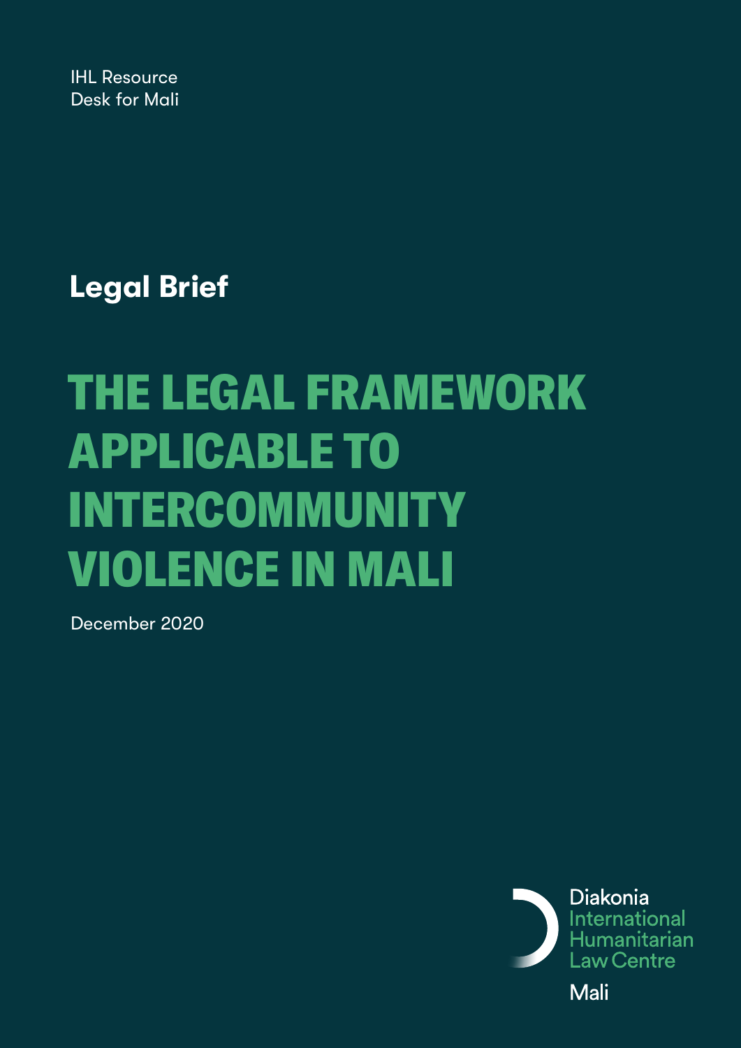IHL Resource Desk for Mali

**Legal Brief**

# THE LEGAL FRAMEWORK APPLICABLE TO INTERCOMMUNITY VIOLENCE IN MALI

December 2020

Diakonia International Humanitarian Law Centre

Mali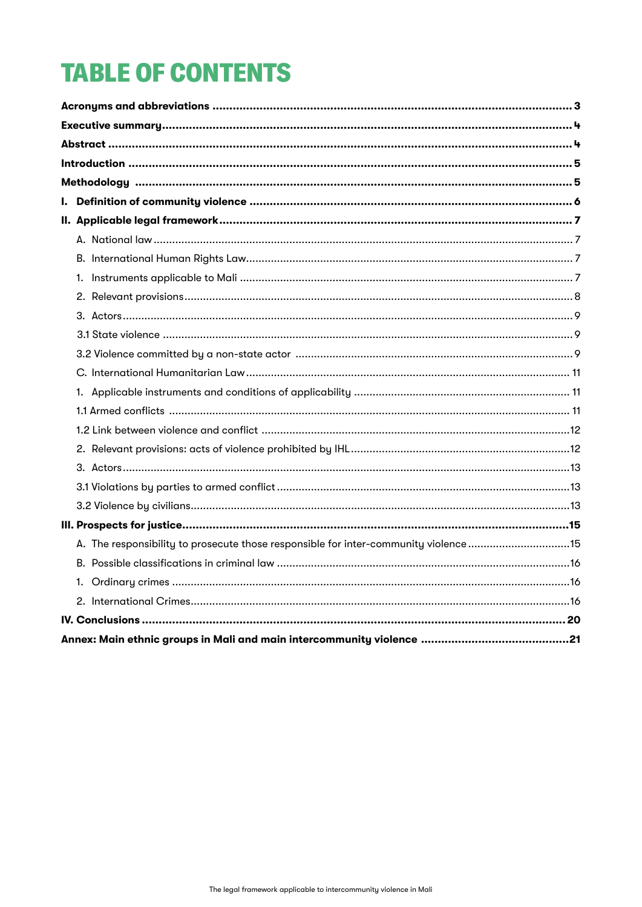# TABLE OF CONTENTS

**Acronyms and abbreviations** ........................................................................................................... **3**

**Executive summary** ......................................................................................................................... **4**

**Abstract** ........................................................................................................................................... **4**

**Introduction** ..................................................................................................................................... **5**

**Methodology** .................................................................................................................................... **5**

**I. Definition of community violence** ................................................................................................ **6**

**II. Applicable legal framework** .......................................................................................................... **7**

A. National law ..................................................................................................................................... 7

B. International Human Rights Law ...................................................................................................... 7

1. Instruments applicable to Mali .......................................................................................................... 7

2. Relevant provisions ........................................................................................................................... 8

3. Actors ................................................................................................................................................ 9

3.1 State violence ................................................................................................................................... 9

3.2 Violence committed by a non-state actor ......................................................................................... 9

C. International Humanitarian Law ....................................................................................................... 11

1. Applicable instruments and conditions of applicability ..................................................................... 11

1.1 Armed conflicts ................................................................................................................................ 11

1.2 Link between violence and conflict .................................................................................................. 12

2. Relevant provisions: acts of violence prohibited by IHL ..................................................................... 12

3. Actors ................................................................................................................................................ 13

3.1 Violations by parties to armed conflict ............................................................................................. 13

3.2 Violence by civilians ......................................................................................................................... 13

**III. Prospects for justice** .................................................................................................................... **15**

A. The responsibility to prosecute those responsible for inter-community violence ................................ 15

B. Possible classifications in criminal law .............................................................................................. 16

1. Ordinary crimes ................................................................................................................................ 16

2. International Crimes .......................................................................................................................... 16

**IV. Conclusions** ................................................................................................................................. **20**

**Annex: Main ethnic groups in Mali and main intercommunity violence** ............................................ **21**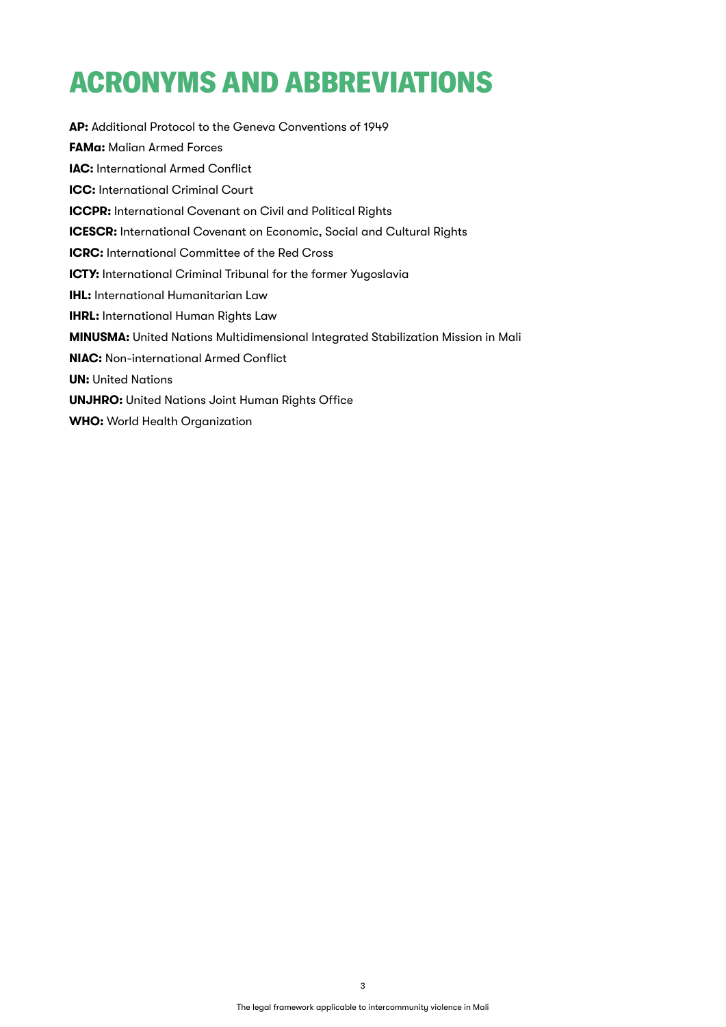# ACRONYMS AND ABBREVIATIONS

**AP:** Additional Protocol to the Geneva Conventions of 1949

**FAMa:** Malian Armed Forces

**IAC:** International Armed Conflict

**ICC:** International Criminal Court

**ICCPR:** International Covenant on Civil and Political Rights

**ICESCR:** International Covenant on Economic, Social and Cultural Rights

**ICRC:** International Committee of the Red Cross

**ICTY:** International Criminal Tribunal for the former Yugoslavia

**IHL:** International Humanitarian Law

**IHRL:** International Human Rights Law

**MINUSMA:** United Nations Multidimensional Integrated Stabilization Mission in Mali

**NIAC:** Non-international Armed Conflict

**UN:** United Nations

**UNJHRO:** United Nations Joint Human Rights Office

**WHO:** World Health Organization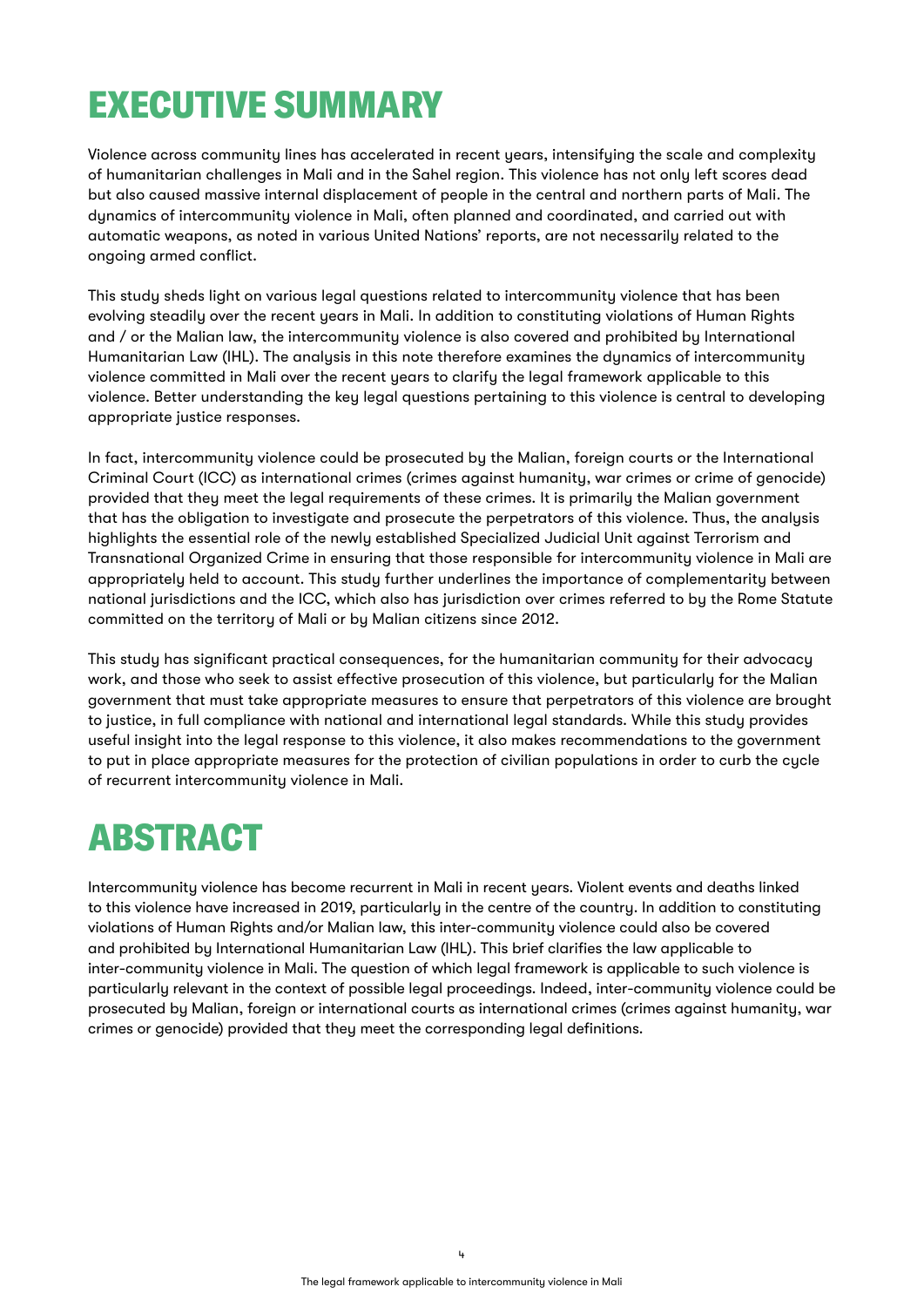# EXECUTIVE SUMMARY

Violence across community lines has accelerated in recent years, intensifying the scale and complexity of humanitarian challenges in Mali and in the Sahel region. This violence has not only left scores dead but also caused massive internal displacement of people in the central and northern parts of Mali. The dynamics of intercommunity violence in Mali, often planned and coordinated, and carried out with automatic weapons, as noted in various United Nations' reports, are not necessarily related to the ongoing armed conflict.

This study sheds light on various legal questions related to intercommunity violence that has been evolving steadily over the recent years in Mali. In addition to constituting violations of Human Rights and / or the Malian law, the intercommunity violence is also covered and prohibited by International Humanitarian Law (IHL). The analysis in this note therefore examines the dynamics of intercommunity violence committed in Mali over the recent years to clarify the legal framework applicable to this violence. Better understanding the key legal questions pertaining to this violence is central to developing appropriate justice responses.

In fact, intercommunity violence could be prosecuted by the Malian, foreign courts or the International Criminal Court (ICC) as international crimes (crimes against humanity, war crimes or crime of genocide) provided that they meet the legal requirements of these crimes. It is primarily the Malian government that has the obligation to investigate and prosecute the perpetrators of this violence. Thus, the analysis highlights the essential role of the newly established Specialized Judicial Unit against Terrorism and Transnational Organized Crime in ensuring that those responsible for intercommunity violence in Mali are appropriately held to account. This study further underlines the importance of complementarity between national jurisdictions and the ICC, which also has jurisdiction over crimes referred to by the Rome Statute committed on the territory of Mali or by Malian citizens since 2012.

This study has significant practical consequences, for the humanitarian community for their advocacy work, and those who seek to assist effective prosecution of this violence, but particularly for the Malian government that must take appropriate measures to ensure that perpetrators of this violence are brought to justice, in full compliance with national and international legal standards. While this study provides useful insight into the legal response to this violence, it also makes recommendations to the government to put in place appropriate measures for the protection of civilian populations in order to curb the cycle of recurrent intercommunity violence in Mali.

# ABSTRACT

Intercommunity violence has become recurrent in Mali in recent years. Violent events and deaths linked to this violence have increased in 2019, particularly in the centre of the country. In addition to constituting violations of Human Rights and/or Malian law, this inter-community violence could also be covered and prohibited by International Humanitarian Law (IHL). This brief clarifies the law applicable to inter-community violence in Mali. The question of which legal framework is applicable to such violence is particularly relevant in the context of possible legal proceedings. Indeed, inter-community violence could be prosecuted by Malian, foreign or international courts as international crimes (crimes against humanity, war crimes or genocide) provided that they meet the corresponding legal definitions.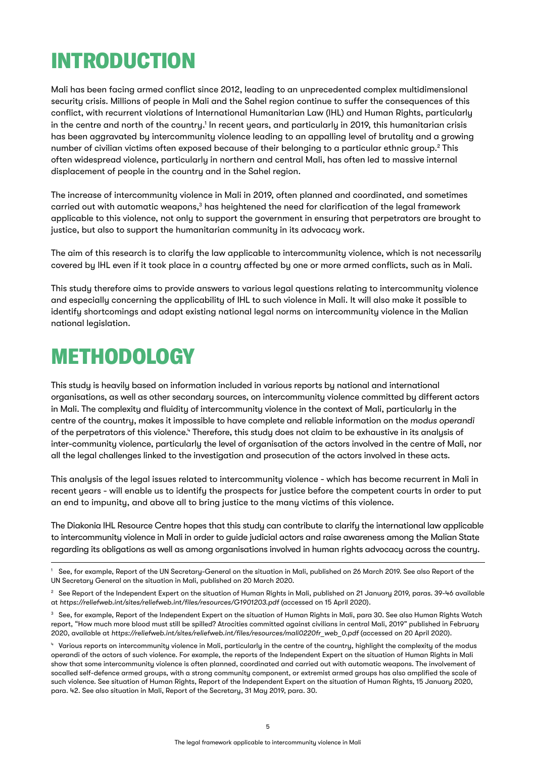# INTRODUCTION

Mali has been facing armed conflict since 2012, leading to an unprecedented complex multidimensional security crisis. Millions of people in Mali and the Sahel region continue to suffer the consequences of this conflict, with recurrent violations of International Humanitarian Law (IHL) and Human Rights, particularly in the centre and north of the country.[1] In recent years, and particularly in 2019, this humanitarian crisis has been aggravated by intercommunity violence leading to an appalling level of brutality and a growing number of civilian victims often exposed because of their belonging to a particular ethnic group.[2] This often widespread violence, particularly in northern and central Mali, has often led to massive internal displacement of people in the country and in the Sahel region.

The increase of intercommunity violence in Mali in 2019, often planned and coordinated, and sometimes carried out with automatic weapons,[3] has heightened the need for clarification of the legal framework applicable to this violence, not only to support the government in ensuring that perpetrators are brought to justice, but also to support the humanitarian community in its advocacy work.

The aim of this research is to clarify the law applicable to intercommunity violence, which is not necessarily covered by IHL even if it took place in a country affected by one or more armed conflicts, such as in Mali.

This study therefore aims to provide answers to various legal questions relating to intercommunity violence and especially concerning the applicability of IHL to such violence in Mali. It will also make it possible to identify shortcomings and adapt existing national legal norms on intercommunity violence in the Malian national legislation.

# METHODOLOGY

This study is heavily based on information included in various reports by national and international organisations, as well as other secondary sources, on intercommunity violence committed by different actors in Mali. The complexity and fluidity of intercommunity violence in the context of Mali, particularly in the centre of the country, makes it impossible to have complete and reliable information on the *modus operandi* of the perpetrators of this violence.[4] Therefore, this study does not claim to be exhaustive in its analysis of inter-community violence, particularly the level of organisation of the actors involved in the centre of Mali, nor all the legal challenges linked to the investigation and prosecution of the actors involved in these acts.

This analysis of the legal issues related to intercommunity violence - which has become recurrent in Mali in recent years - will enable us to identify the prospects for justice before the competent courts in order to put an end to impunity, and above all to bring justice to the many victims of this violence.

The Diakonia IHL Resource Centre hopes that this study can contribute to clarify the international law applicable to intercommunity violence in Mali in order to guide judicial actors and raise awareness among the Malian State regarding its obligations as well as among organisations involved in human rights advocacy across the country.

---

[1] See, for example, Report of the UN Secretary-General on the situation in Mali, published on 26 March 2019. See also Report of the UN Secretary General on the situation in Mali, published on 20 March 2020.

[2] See Report of the Independent Expert on the situation of Human Rights in Mali, published on 21 January 2019, paras. 39-46 available at *https://reliefweb.int/sites/reliefweb.int/files/resources/G1901203.pdf* (accessed on 15 April 2020).

[3] See, for example, Report of the Independent Expert on the situation of Human Rights in Mali, para 30. See also Human Rights Watch report, "How much more blood must still be spilled? Atrocities committed against civilians in central Mali, 2019" published in February 2020, available at *https://reliefweb.int/sites/reliefweb.int/files/resources/mali0220fr_web_0.pdf* (accessed on 20 April 2020).

[4] Various reports on intercommunity violence in Mali, particularly in the centre of the country, highlight the complexity of the modus operandi of the actors of such violence. For example, the reports of the Independent Expert on the situation of Human Rights in Mali show that some intercommunity violence is often planned, coordinated and carried out with automatic weapons. The involvement of socalled self-defence armed groups, with a strong community component, or extremist armed groups has also amplified the scale of such violence. See situation of Human Rights, Report of the Independent Expert on the situation of Human Rights, 15 January 2020, para. 42. See also situation in Mali, Report of the Secretary, 31 May 2019, para. 30.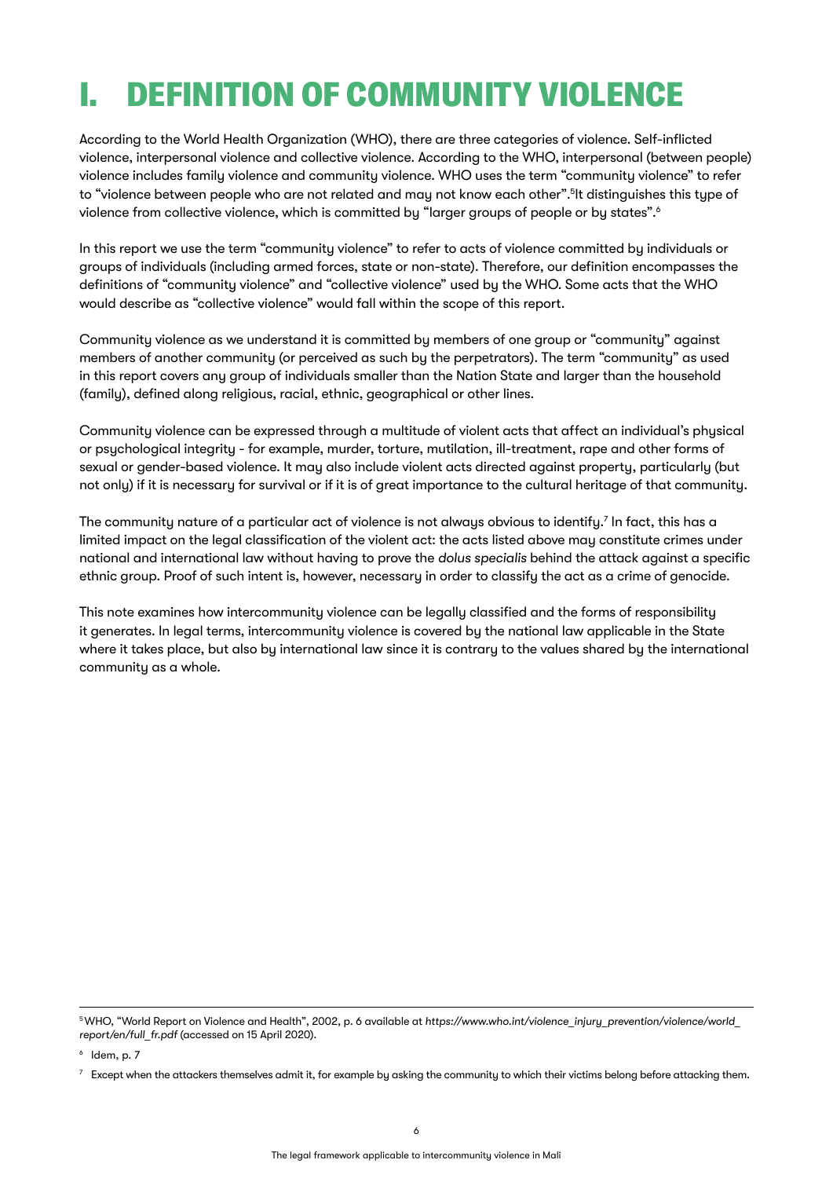# I. DEFINITION OF COMMUNITY VIOLENCE

According to the World Health Organization (WHO), there are three categories of violence. Self-inflicted violence, interpersonal violence and collective violence. According to the WHO, interpersonal (between people) violence includes family violence and community violence. WHO uses the term "community violence" to refer to "violence between people who are not related and may not know each other".[5]It distinguishes this type of violence from collective violence, which is committed by "larger groups of people or by states".[6]

In this report we use the term "community violence" to refer to acts of violence committed by individuals or groups of individuals (including armed forces, state or non-state). Therefore, our definition encompasses the definitions of "community violence" and "collective violence" used by the WHO. Some acts that the WHO would describe as "collective violence" would fall within the scope of this report.

Community violence as we understand it is committed by members of one group or "community" against members of another community (or perceived as such by the perpetrators). The term "community" as used in this report covers any group of individuals smaller than the Nation State and larger than the household (family), defined along religious, racial, ethnic, geographical or other lines.

Community violence can be expressed through a multitude of violent acts that affect an individual's physical or psychological integrity - for example, murder, torture, mutilation, ill-treatment, rape and other forms of sexual or gender-based violence. It may also include violent acts directed against property, particularly (but not only) if it is necessary for survival or if it is of great importance to the cultural heritage of that community.

The community nature of a particular act of violence is not always obvious to identify.[7] In fact, this has a limited impact on the legal classification of the violent act: the acts listed above may constitute crimes under national and international law without having to prove the *dolus specialis* behind the attack against a specific ethnic group. Proof of such intent is, however, necessary in order to classify the act as a crime of genocide.

This note examines how intercommunity violence can be legally classified and the forms of responsibility it generates. In legal terms, intercommunity violence is covered by the national law applicable in the State where it takes place, but also by international law since it is contrary to the values shared by the international community as a whole.

---

[5] WHO, "World Report on Violence and Health", 2002, p. 6 available at *https://www.who.int/violence_injury_prevention/violence/world_report/en/full_fr.pdf* (accessed on 15 April 2020).

[6] Idem, p. 7

[7] Except when the attackers themselves admit it, for example by asking the community to which their victims belong before attacking them.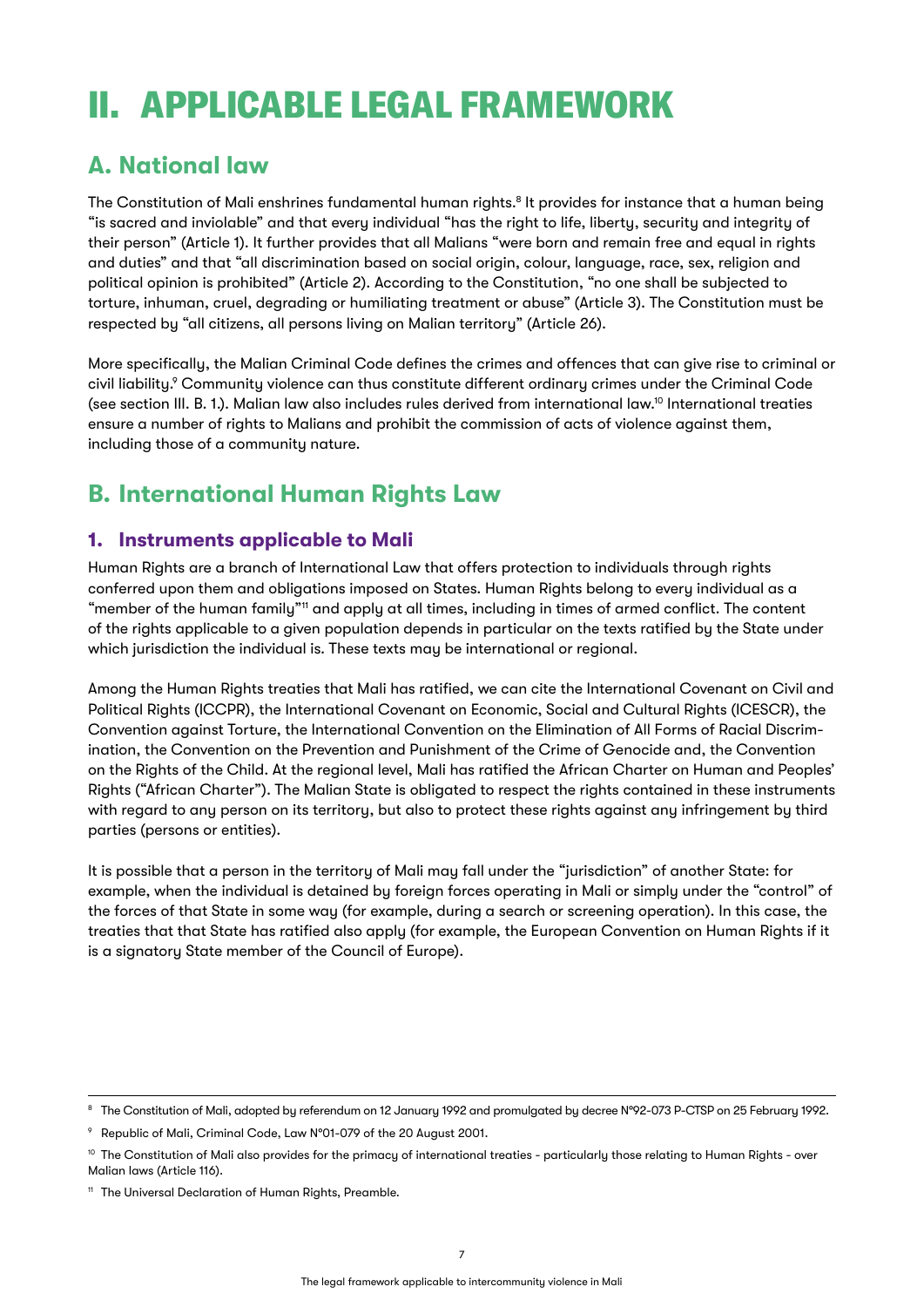# II. APPLICABLE LEGAL FRAMEWORK

## A. National law

The Constitution of Mali enshrines fundamental human rights.[8] It provides for instance that a human being "is sacred and inviolable" and that every individual "has the right to life, liberty, security and integrity of their person" (Article 1). It further provides that all Malians "were born and remain free and equal in rights and duties" and that "all discrimination based on social origin, colour, language, race, sex, religion and political opinion is prohibited" (Article 2). According to the Constitution, "no one shall be subjected to torture, inhuman, cruel, degrading or humiliating treatment or abuse" (Article 3). The Constitution must be respected by "all citizens, all persons living on Malian territory" (Article 26).

More specifically, the Malian Criminal Code defines the crimes and offences that can give rise to criminal or civil liability.[9] Community violence can thus constitute different ordinary crimes under the Criminal Code (see section III. B. 1.). Malian law also includes rules derived from international law.[10] International treaties ensure a number of rights to Malians and prohibit the commission of acts of violence against them, including those of a community nature.

## B. International Human Rights Law

### 1. Instruments applicable to Mali

Human Rights are a branch of International Law that offers protection to individuals through rights conferred upon them and obligations imposed on States. Human Rights belong to every individual as a "member of the human family"[11] and apply at all times, including in times of armed conflict. The content of the rights applicable to a given population depends in particular on the texts ratified by the State under which jurisdiction the individual is. These texts may be international or regional.

Among the Human Rights treaties that Mali has ratified, we can cite the International Covenant on Civil and Political Rights (ICCPR), the International Covenant on Economic, Social and Cultural Rights (ICESCR), the Convention against Torture, the International Convention on the Elimination of All Forms of Racial Discrimination, the Convention on the Prevention and Punishment of the Crime of Genocide and, the Convention on the Rights of the Child. At the regional level, Mali has ratified the African Charter on Human and Peoples' Rights ("African Charter"). The Malian State is obligated to respect the rights contained in these instruments with regard to any person on its territory, but also to protect these rights against any infringement by third parties (persons or entities).

It is possible that a person in the territory of Mali may fall under the "jurisdiction" of another State: for example, when the individual is detained by foreign forces operating in Mali or simply under the "control" of the forces of that State in some way (for example, during a search or screening operation). In this case, the treaties that that State has ratified also apply (for example, the European Convention on Human Rights if it is a signatory State member of the Council of Europe).

---

[8] The Constitution of Mali, adopted by referendum on 12 January 1992 and promulgated by decree N°92-073 P-CTSP on 25 February 1992.

[9] Republic of Mali, Criminal Code, Law N°01-079 of the 20 August 2001.

[10] The Constitution of Mali also provides for the primacy of international treaties - particularly those relating to Human Rights - over Malian laws (Article 116).

[11] The Universal Declaration of Human Rights, Preamble.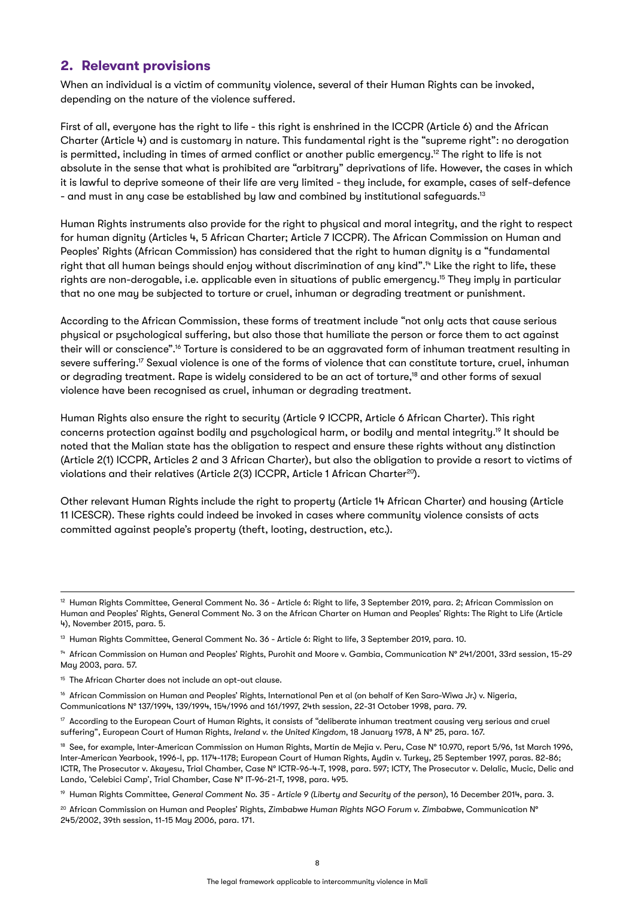## 2. Relevant provisions

When an individual is a victim of community violence, several of their Human Rights can be invoked, depending on the nature of the violence suffered.

First of all, everyone has the right to life - this right is enshrined in the ICCPR (Article 6) and the African Charter (Article 4) and is customary in nature. This fundamental right is the "supreme right": no derogation is permitted, including in times of armed conflict or another public emergency.[12] The right to life is not absolute in the sense that what is prohibited are "arbitrary" deprivations of life. However, the cases in which it is lawful to deprive someone of their life are very limited - they include, for example, cases of self-defence - and must in any case be established by law and combined by institutional safeguards.[13]

Human Rights instruments also provide for the right to physical and moral integrity, and the right to respect for human dignity (Articles 4, 5 African Charter; Article 7 ICCPR). The African Commission on Human and Peoples' Rights (African Commission) has considered that the right to human dignity is a "fundamental right that all human beings should enjoy without discrimination of any kind".[14] Like the right to life, these rights are non-derogable, i.e. applicable even in situations of public emergency.[15] They imply in particular that no one may be subjected to torture or cruel, inhuman or degrading treatment or punishment.

According to the African Commission, these forms of treatment include "not only acts that cause serious physical or psychological suffering, but also those that humiliate the person or force them to act against their will or conscience".[16] Torture is considered to be an aggravated form of inhuman treatment resulting in severe suffering.[17] Sexual violence is one of the forms of violence that can constitute torture, cruel, inhuman or degrading treatment. Rape is widely considered to be an act of torture,[18] and other forms of sexual violence have been recognised as cruel, inhuman or degrading treatment.

Human Rights also ensure the right to security (Article 9 ICCPR, Article 6 African Charter). This right concerns protection against bodily and psychological harm, or bodily and mental integrity.[19] It should be noted that the Malian state has the obligation to respect and ensure these rights without any distinction (Article 2(1) ICCPR, Articles 2 and 3 African Charter), but also the obligation to provide a resort to victims of violations and their relatives (Article 2(3) ICCPR, Article 1 African Charter[20]).

Other relevant Human Rights include the right to property (Article 14 African Charter) and housing (Article 11 ICESCR). These rights could indeed be invoked in cases where community violence consists of acts committed against people's property (theft, looting, destruction, etc.).

---

[12] Human Rights Committee, General Comment No. 36 - Article 6: Right to life, 3 September 2019, para. 2; African Commission on Human and Peoples' Rights, General Comment No. 3 on the African Charter on Human and Peoples' Rights: The Right to Life (Article 4), November 2015, para. 5.

[13] Human Rights Committee, General Comment No. 36 - Article 6: Right to life, 3 September 2019, para. 10.

[14] African Commission on Human and Peoples' Rights, Purohit and Moore v. Gambia, Communication N° 241/2001, 33rd session, 15-29 May 2003, para. 57.

[15] The African Charter does not include an opt-out clause.

[16] African Commission on Human and Peoples' Rights, International Pen et al (on behalf of Ken Saro-Wiwa Jr.) v. Nigeria, Communications N° 137/1994, 139/1994, 154/1996 and 161/1997, 24th session, 22-31 October 1998, para. 79.

[17] According to the European Court of Human Rights, it consists of "deliberate inhuman treatment causing very serious and cruel suffering", European Court of Human Rights, *Ireland v. the United Kingdom*, 18 January 1978, A N° 25, para. 167.

[18] See, for example, Inter-American Commission on Human Rights, Martin de Mejia v. Peru, Case N° 10.970, report 5/96, 1st March 1996, Inter-American Yearbook, 1996-I, pp. 1174-1178; European Court of Human Rights, Aydin v. Turkey, 25 September 1997, paras. 82-86; ICTR, The Prosecutor v. Akayesu, Trial Chamber, Case N° ICTR-96-4-T, 1998, para. 597; ICTY, The Prosecutor v. Delalic, Mucic, Delic and Lando, 'Celebici Camp', Trial Chamber, Case N° IT-96-21-T, 1998, para. 495.

[19] Human Rights Committee, *General Comment No. 35 - Article 9 (Liberty and Security of the person)*, 16 December 2014, para. 3.

[20] African Commission on Human and Peoples' Rights, *Zimbabwe Human Rights NGO Forum v. Zimbabwe*, Communication N° 245/2002, 39th session, 11-15 May 2006, para. 171.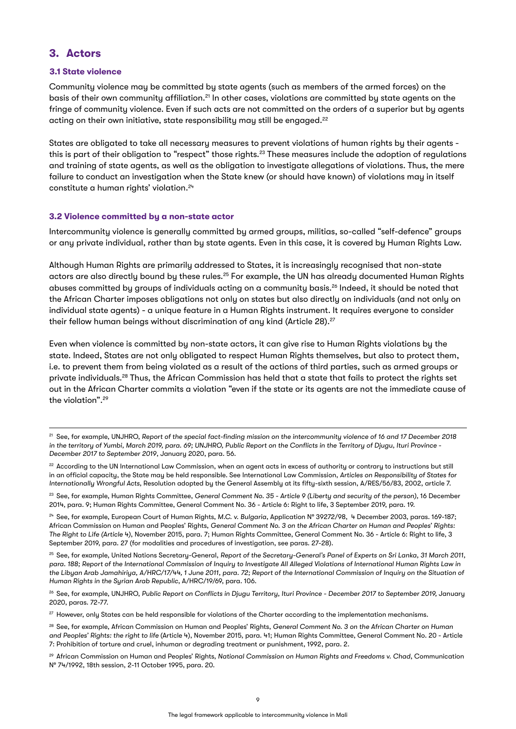## 3. Actors

### 3.1 State violence

Community violence may be committed by state agents (such as members of the armed forces) on the basis of their own community affiliation.[21] In other cases, violations are committed by state agents on the fringe of community violence. Even if such acts are not committed on the orders of a superior but by agents acting on their own initiative, state responsibility may still be engaged.[22]

States are obligated to take all necessary measures to prevent violations of human rights by their agents - this is part of their obligation to "respect" those rights.[23] These measures include the adoption of regulations and training of state agents, as well as the obligation to investigate allegations of violations. Thus, the mere failure to conduct an investigation when the State knew (or should have known) of violations may in itself constitute a human rights' violation.[24]

### 3.2 Violence committed by a non-state actor

Intercommunity violence is generally committed by armed groups, militias, so-called "self-defence" groups or any private individual, rather than by state agents. Even in this case, it is covered by Human Rights Law.

Although Human Rights are primarily addressed to States, it is increasingly recognised that non-state actors are also directly bound by these rules.[25] For example, the UN has already documented Human Rights abuses committed by groups of individuals acting on a community basis.[26] Indeed, it should be noted that the African Charter imposes obligations not only on states but also directly on individuals (and not only on individual state agents) - a unique feature in a Human Rights instrument. It requires everyone to consider their fellow human beings without discrimination of any kind (Article 28).[27]

Even when violence is committed by non-state actors, it can give rise to Human Rights violations by the state. Indeed, States are not only obligated to respect Human Rights themselves, but also to protect them, i.e. to prevent them from being violated as a result of the actions of third parties, such as armed groups or private individuals.[28] Thus, the African Commission has held that a state that fails to protect the rights set out in the African Charter commits a violation "even if the state or its agents are not the immediate cause of the violation".[29]

---

[21] See, for example, UNJHRO, *Report of the special fact-finding mission on the intercommunity violence of 16 and 17 December 2018 in the territory of Yumbi, March 2019, para. 69; UNJHRO, Public Report on the Conflicts in the Territory of Djugu, Ituri Province - December 2017 to September 2019*, January 2020, para. 56.

[22] According to the UN International Law Commission, when an agent acts in excess of authority or contrary to instructions but still in an official capacity, the State may be held responsible. See International Law Commission, *Articles on Responsibility of States for Internationally Wrongful Acts*, Resolution adopted by the General Assembly at its fifty-sixth session, A/RES/56/83, 2002, article 7.

[23] See, for example, Human Rights Committee, *General Comment No. 35 - Article 9 (Liberty and security of the person)*, 16 December 2014, para. 9; Human Rights Committee, General Comment No. 36 - Article 6: Right to life, 3 September 2019, para. 19.

[24] See, for example, European Court of Human Rights, *M.C. v. Bulgaria*, Application N° 39272/98, 4 December 2003, paras. 169-187; African Commission on Human and Peoples' Rights, *General Comment No. 3 on the African Charter on Human and Peoples' Rights: The Right to Life (Article 4)*, November 2015, para. 7; Human Rights Committee, General Comment No. 36 - Article 6: Right to life, 3 September 2019, para. 27 (for modalities and procedures of investigation, see paras. 27-28).

[25] See, for example, United Nations Secretary-General, *Report of the Secretary-General's Panel of Experts on Sri Lanka, 31 March 2011, para. 188; Report of the International Commission of Inquiry to Investigate All Alleged Violations of International Human Rights Law in the Libyan Arab Jamahiriya, A/HRC/17/44, 1 June 2011, para. 72; Report of the International Commission of Inquiry on the Situation of Human Rights in the Syrian Arab Republic*, A/HRC/19/69, para. 106.

[26] See, for example, UNJHRO, *Public Report on Conflicts in Djugu Territory, Ituri Province - December 2017 to September 2019,* January 2020, paras. 72-77.

[27] However, only States can be held responsible for violations of the Charter according to the implementation mechanisms.

[28] See, for example, African Commission on Human and Peoples' Rights, *General Comment No. 3 on the African Charter on Human and Peoples' Rights: the right to life* (Article 4), November 2015, para. 41; Human Rights Committee, General Comment No. 20 - Article 7: Prohibition of torture and cruel, inhuman or degrading treatment or punishment, 1992, para. 2.

[29] African Commission on Human and Peoples' Rights, *National Commission on Human Rights and Freedoms v. Chad*, Communication N° 74/1992, 18th session, 2-11 October 1995, para. 20.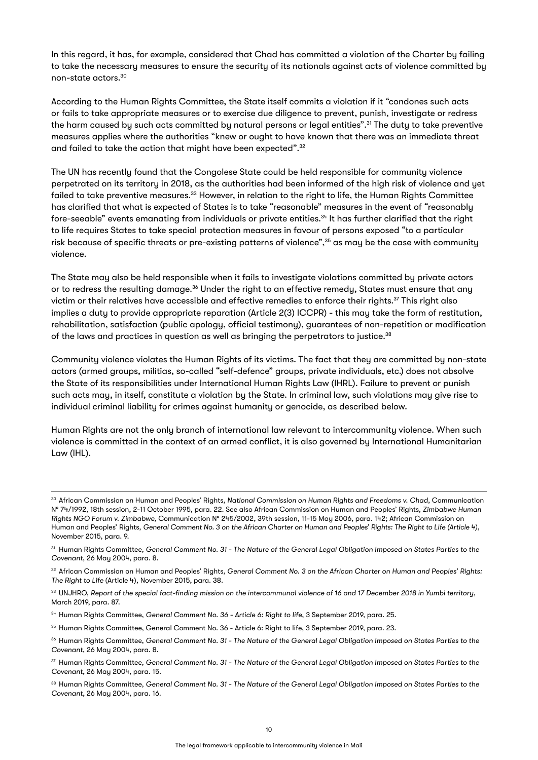In this regard, it has, for example, considered that Chad has committed a violation of the Charter by failing to take the necessary measures to ensure the security of its nationals against acts of violence committed by non-state actors.[30]

According to the Human Rights Committee, the State itself commits a violation if it "condones such acts or fails to take appropriate measures or to exercise due diligence to prevent, punish, investigate or redress the harm caused by such acts committed by natural persons or legal entities".[31] The duty to take preventive measures applies where the authorities "knew or ought to have known that there was an immediate threat and failed to take the action that might have been expected".[32]

The UN has recently found that the Congolese State could be held responsible for community violence perpetrated on its territory in 2018, as the authorities had been informed of the high risk of violence and yet failed to take preventive measures.[33] However, in relation to the right to life, the Human Rights Committee has clarified that what is expected of States is to take "reasonable" measures in the event of "reasonably fore-seeable" events emanating from individuals or private entities.[34] It has further clarified that the right to life requires States to take special protection measures in favour of persons exposed "to a particular risk because of specific threats or pre-existing patterns of violence",[35] as may be the case with community violence.

The State may also be held responsible when it fails to investigate violations committed by private actors or to redress the resulting damage.[36] Under the right to an effective remedy, States must ensure that any victim or their relatives have accessible and effective remedies to enforce their rights.[37] This right also implies a duty to provide appropriate reparation (Article 2(3) ICCPR) - this may take the form of restitution, rehabilitation, satisfaction (public apology, official testimony), guarantees of non-repetition or modification of the laws and practices in question as well as bringing the perpetrators to justice.[38]

Community violence violates the Human Rights of its victims. The fact that they are committed by non-state actors (armed groups, militias, so-called "self-defence" groups, private individuals, etc.) does not absolve the State of its responsibilities under International Human Rights Law (IHRL). Failure to prevent or punish such acts may, in itself, constitute a violation by the State. In criminal law, such violations may give rise to individual criminal liability for crimes against humanity or genocide, as described below.

Human Rights are not the only branch of international law relevant to intercommunity violence. When such violence is committed in the context of an armed conflict, it is also governed by International Humanitarian Law (IHL).

---

[30] African Commission on Human and Peoples' Rights, *National Commission on Human Rights and Freedoms v. Chad*, Communication N° 74/1992, 18th session, 2-11 October 1995, para. 22. See also African Commission on Human and Peoples' Rights, *Zimbabwe Human Rights NGO Forum v. Zimbabwe*, Communication N° 245/2002, 39th session, 11-15 May 2006, para. 142; African Commission on Human and Peoples' Rights, *General Comment No. 3 on the African Charter on Human and Peoples' Rights: The Right to Life (Article 4)*, November 2015, para. 9.

[31] Human Rights Committee, *General Comment No. 31 - The Nature of the General Legal Obligation Imposed on States Parties to the Covenant*, 26 May 2004, para. 8.

[32] African Commission on Human and Peoples' Rights, *General Comment No. 3 on the African Charter on Human and Peoples' Rights: The Right to Life* (Article 4), November 2015, para. 38.

[33] UNJHRO, *Report of the special fact-finding mission on the intercommunal violence of 16 and 17 December 2018 in Yumbi territory*, March 2019, para. 87.

[34] Human Rights Committee, *General Comment No. 36 - Article 6: Right to life*, 3 September 2019, para. 25.

[35] Human Rights Committee, General Comment No. 36 - Article 6: Right to life, 3 September 2019, para. 23.

[36] Human Rights Committee, *General Comment No. 31 - The Nature of the General Legal Obligation Imposed on States Parties to the Covenant*, 26 May 2004, para. 8.

[37] Human Rights Committee, *General Comment No. 31 - The Nature of the General Legal Obligation Imposed on States Parties to the Covenant*, 26 May 2004, para. 15.

[38] Human Rights Committee, *General Comment No. 31 - The Nature of the General Legal Obligation Imposed on States Parties to the Covenant*, 26 May 2004, para. 16.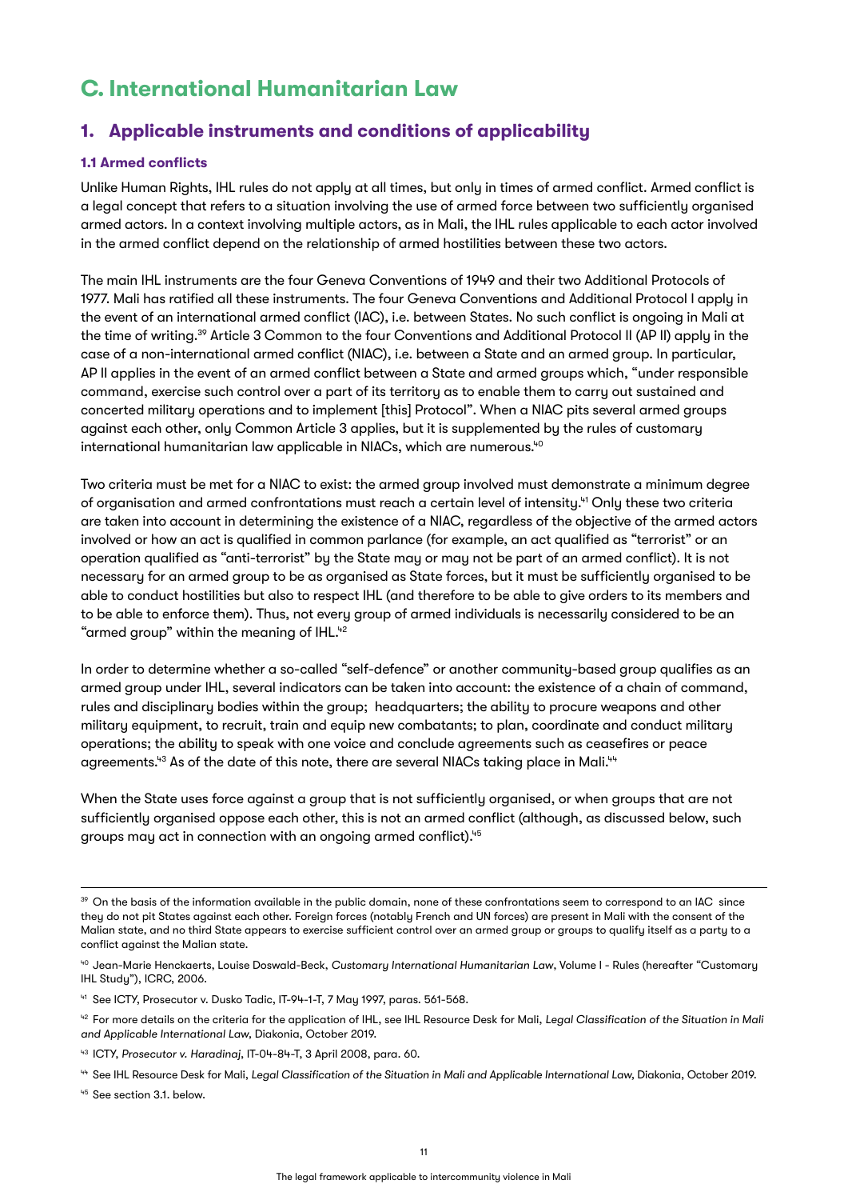# C. International Humanitarian Law

## 1. Applicable instruments and conditions of applicability

### 1.1 Armed conflicts

Unlike Human Rights, IHL rules do not apply at all times, but only in times of armed conflict. Armed conflict is a legal concept that refers to a situation involving the use of armed force between two sufficiently organised armed actors. In a context involving multiple actors, as in Mali, the IHL rules applicable to each actor involved in the armed conflict depend on the relationship of armed hostilities between these two actors.

The main IHL instruments are the four Geneva Conventions of 1949 and their two Additional Protocols of 1977. Mali has ratified all these instruments. The four Geneva Conventions and Additional Protocol I apply in the event of an international armed conflict (IAC), i.e. between States. No such conflict is ongoing in Mali at the time of writing.[39] Article 3 Common to the four Conventions and Additional Protocol II (AP II) apply in the case of a non-international armed conflict (NIAC), i.e. between a State and an armed group. In particular, AP II applies in the event of an armed conflict between a State and armed groups which, "under responsible command, exercise such control over a part of its territory as to enable them to carry out sustained and concerted military operations and to implement [this] Protocol". When a NIAC pits several armed groups against each other, only Common Article 3 applies, but it is supplemented by the rules of customary international humanitarian law applicable in NIACs, which are numerous.[40]

Two criteria must be met for a NIAC to exist: the armed group involved must demonstrate a minimum degree of organisation and armed confrontations must reach a certain level of intensity.[41] Only these two criteria are taken into account in determining the existence of a NIAC, regardless of the objective of the armed actors involved or how an act is qualified in common parlance (for example, an act qualified as "terrorist" or an operation qualified as "anti-terrorist" by the State may or may not be part of an armed conflict). It is not necessary for an armed group to be as organised as State forces, but it must be sufficiently organised to be able to conduct hostilities but also to respect IHL (and therefore to be able to give orders to its members and to be able to enforce them). Thus, not every group of armed individuals is necessarily considered to be an "armed group" within the meaning of IHL.[42]

In order to determine whether a so-called "self-defence" or another community-based group qualifies as an armed group under IHL, several indicators can be taken into account: the existence of a chain of command, rules and disciplinary bodies within the group; headquarters; the ability to procure weapons and other military equipment, to recruit, train and equip new combatants; to plan, coordinate and conduct military operations; the ability to speak with one voice and conclude agreements such as ceasefires or peace agreements.[43] As of the date of this note, there are several NIACs taking place in Mali.[44]

When the State uses force against a group that is not sufficiently organised, or when groups that are not sufficiently organised oppose each other, this is not an armed conflict (although, as discussed below, such groups may act in connection with an ongoing armed conflict).[45]

---

[39] On the basis of the information available in the public domain, none of these confrontations seem to correspond to an IAC since they do not pit States against each other. Foreign forces (notably French and UN forces) are present in Mali with the consent of the Malian state, and no third State appears to exercise sufficient control over an armed group or groups to qualify itself as a party to a conflict against the Malian state.

[40] Jean-Marie Henckaerts, Louise Doswald-Beck, *Customary International Humanitarian Law*, Volume I - Rules (hereafter "Customary IHL Study"), ICRC, 2006.

[41] See ICTY, Prosecutor v. Dusko Tadic, IT-94-1-T, 7 May 1997, paras. 561-568.

[42] For more details on the criteria for the application of IHL, see IHL Resource Desk for Mali, *Legal Classification of the Situation in Mali and Applicable International Law*, Diakonia, October 2019.

[43] ICTY, *Prosecutor v. Haradinaj*, IT-04-84-T, 3 April 2008, para. 60.

[44] See IHL Resource Desk for Mali, *Legal Classification of the Situation in Mali and Applicable International Law*, Diakonia, October 2019.

[45] See section 3.1. below.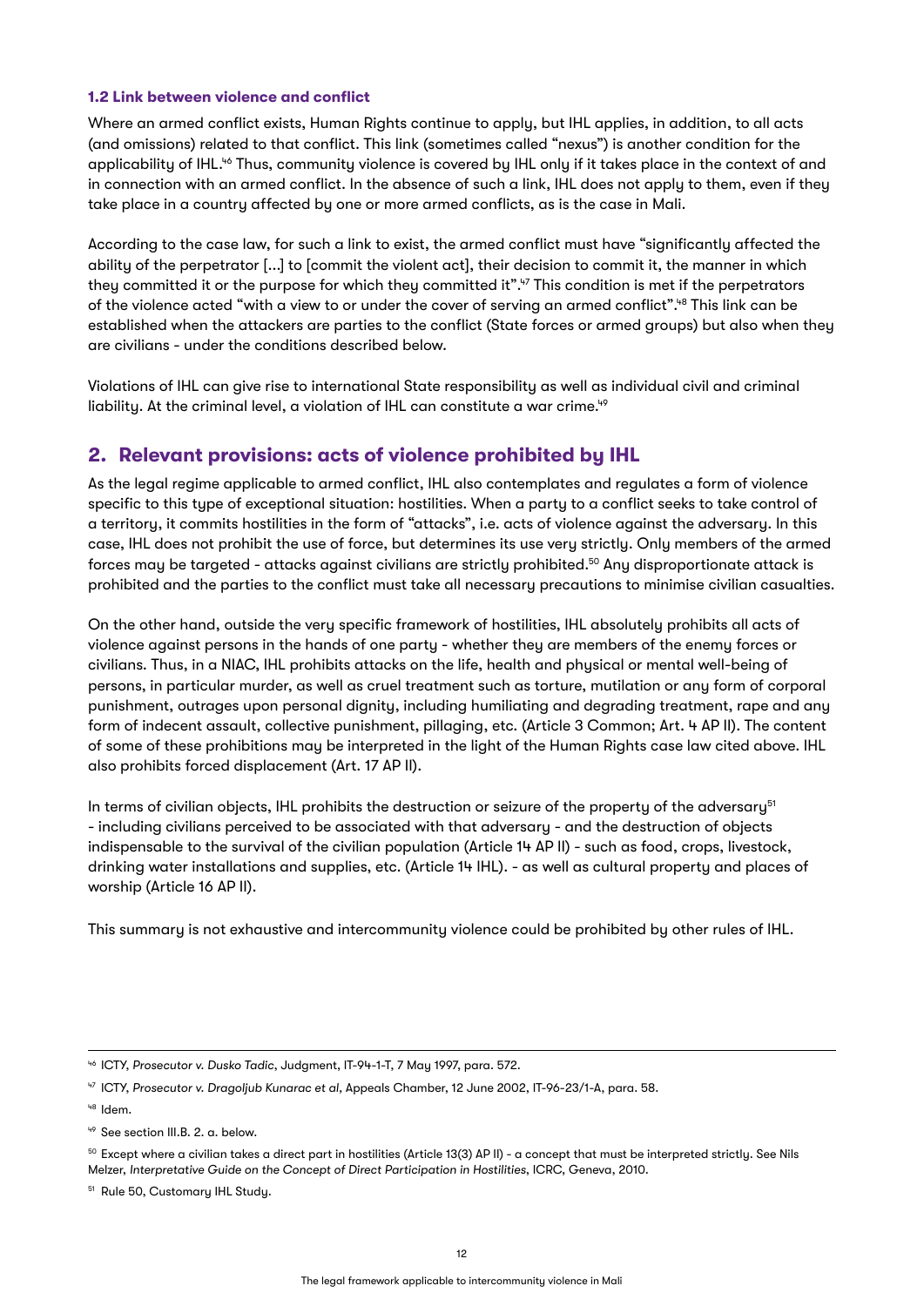### 1.2 Link between violence and conflict

Where an armed conflict exists, Human Rights continue to apply, but IHL applies, in addition, to all acts (and omissions) related to that conflict. This link (sometimes called "nexus") is another condition for the applicability of IHL.[46] Thus, community violence is covered by IHL only if it takes place in the context of and in connection with an armed conflict. In the absence of such a link, IHL does not apply to them, even if they take place in a country affected by one or more armed conflicts, as is the case in Mali.

According to the case law, for such a link to exist, the armed conflict must have "significantly affected the ability of the perpetrator [...] to [commit the violent act], their decision to commit it, the manner in which they committed it or the purpose for which they committed it".[47] This condition is met if the perpetrators of the violence acted "with a view to or under the cover of serving an armed conflict".[48] This link can be established when the attackers are parties to the conflict (State forces or armed groups) but also when they are civilians - under the conditions described below.

Violations of IHL can give rise to international State responsibility as well as individual civil and criminal liability. At the criminal level, a violation of IHL can constitute a war crime.[49]

## 2. Relevant provisions: acts of violence prohibited by IHL

As the legal regime applicable to armed conflict, IHL also contemplates and regulates a form of violence specific to this type of exceptional situation: hostilities. When a party to a conflict seeks to take control of a territory, it commits hostilities in the form of "attacks", i.e. acts of violence against the adversary. In this case, IHL does not prohibit the use of force, but determines its use very strictly. Only members of the armed forces may be targeted - attacks against civilians are strictly prohibited.[50] Any disproportionate attack is prohibited and the parties to the conflict must take all necessary precautions to minimise civilian casualties.

On the other hand, outside the very specific framework of hostilities, IHL absolutely prohibits all acts of violence against persons in the hands of one party - whether they are members of the enemy forces or civilians. Thus, in a NIAC, IHL prohibits attacks on the life, health and physical or mental well-being of persons, in particular murder, as well as cruel treatment such as torture, mutilation or any form of corporal punishment, outrages upon personal dignity, including humiliating and degrading treatment, rape and any form of indecent assault, collective punishment, pillaging, etc. (Article 3 Common; Art. 4 AP II). The content of some of these prohibitions may be interpreted in the light of the Human Rights case law cited above. IHL also prohibits forced displacement (Art. 17 AP II).

In terms of civilian objects, IHL prohibits the destruction or seizure of the property of the adversary[51] - including civilians perceived to be associated with that adversary - and the destruction of objects indispensable to the survival of the civilian population (Article 14 AP II) - such as food, crops, livestock, drinking water installations and supplies, etc. (Article 14 IHL). - as well as cultural property and places of worship (Article 16 AP II).

This summary is not exhaustive and intercommunity violence could be prohibited by other rules of IHL.

---

[46] ICTY, *Prosecutor v. Dusko Tadic*, Judgment, IT-94-1-T, 7 May 1997, para. 572.

[47] ICTY, *Prosecutor v. Dragoljub Kunarac et al*, Appeals Chamber, 12 June 2002, IT-96-23/1-A, para. 58.

[48] Idem.

[49] See section III.B. 2. a. below.

[50] Except where a civilian takes a direct part in hostilities (Article 13(3) AP II) - a concept that must be interpreted strictly. See Nils Melzer, *Interpretative Guide on the Concept of Direct Participation in Hostilities*, ICRC, Geneva, 2010.

[51] Rule 50, Customary IHL Study.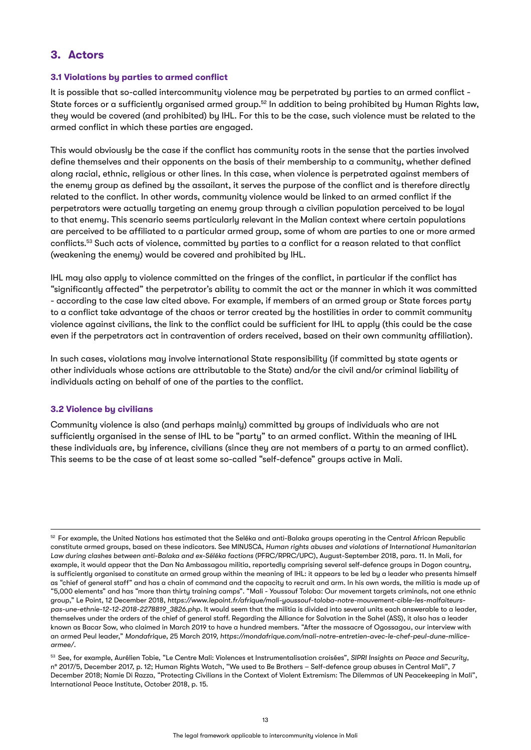## 3. Actors

### 3.1 Violations by parties to armed conflict

It is possible that so-called intercommunity violence may be perpetrated by parties to an armed conflict - State forces or a sufficiently organised armed group.[52] In addition to being prohibited by Human Rights law, they would be covered (and prohibited) by IHL. For this to be the case, such violence must be related to the armed conflict in which these parties are engaged.

This would obviously be the case if the conflict has community roots in the sense that the parties involved define themselves and their opponents on the basis of their membership to a community, whether defined along racial, ethnic, religious or other lines. In this case, when violence is perpetrated against members of the enemy group as defined by the assailant, it serves the purpose of the conflict and is therefore directly related to the conflict. In other words, community violence would be linked to an armed conflict if the perpetrators were actually targeting an enemy group through a civilian population perceived to be loyal to that enemy. This scenario seems particularly relevant in the Malian context where certain populations are perceived to be affiliated to a particular armed group, some of whom are parties to one or more armed conflicts.[53] Such acts of violence, committed by parties to a conflict for a reason related to that conflict (weakening the enemy) would be covered and prohibited by IHL.

IHL may also apply to violence committed on the fringes of the conflict, in particular if the conflict has "significantly affected" the perpetrator's ability to commit the act or the manner in which it was committed - according to the case law cited above. For example, if members of an armed group or State forces party to a conflict take advantage of the chaos or terror created by the hostilities in order to commit community violence against civilians, the link to the conflict could be sufficient for IHL to apply (this could be the case even if the perpetrators act in contravention of orders received, based on their own community affiliation).

In such cases, violations may involve international State responsibility (if committed by state agents or other individuals whose actions are attributable to the State) and/or the civil and/or criminal liability of individuals acting on behalf of one of the parties to the conflict.

### 3.2 Violence by civilians

Community violence is also (and perhaps mainly) committed by groups of individuals who are not sufficiently organised in the sense of IHL to be "party" to an armed conflict. Within the meaning of IHL these individuals are, by inference, civilians (since they are not members of a party to an armed conflict). This seems to be the case of at least some so-called "self-defence" groups active in Mali.

---

[52] For example, the United Nations has estimated that the Seléka and anti-Balaka groups operating in the Central African Republic constitute armed groups, based on these indicators. See MINUSCA, *Human rights abuses and violations of International Humanitarian Law during clashes between anti-Balaka and ex-Séléka factions* (PFRC/RPRC/UPC), August-September 2018, para. 11. In Mali, for example, it would appear that the Dan Na Ambassagou militia, reportedly comprising several self-defence groups in Dogon country, is sufficiently organised to constitute an armed group within the meaning of IHL: it appears to be led by a leader who presents himself as "chief of general staff" and has a chain of command and the capacity to recruit and arm. In his own words, the militia is made up of "5,000 elements" and has "more than thirty training camps". "Mali - Youssouf Toloba: Our movement targets criminals, not one ethnic group," Le Point, 12 December 2018, *https://www.lepoint.fr/afrique/mali-youssouf-toloba-notre-mouvement-cible-les-malfaiteurs-pas-une-ethnie-12-12-2018-2278819_3826.php*. It would seem that the militia is divided into several units each answerable to a leader, themselves under the orders of the chief of general staff. Regarding the Alliance for Salvation in the Sahel (ASS), it also has a leader known as Bacar Sow, who claimed in March 2019 to have a hundred members. "After the massacre of Ogossagou, our interview with an armed Peul leader," *Mondafrique*, 25 March 2019, *https://mondafrique.com/mali-notre-entretien-avec-le-chef-peul-dune-milice-armee/*.

[53] See, for example, Aurélien Tobie, "Le Centre Mali: Violences et Instrumentalisation croisées", *SIPRI Insights on Peace and Security*, n° 2017/5, December 2017, p. 12; Human Rights Watch, "We used to Be Brothers – Self-defence group abuses in Central Mali", 7 December 2018; Namie Di Razza, "Protecting Civilians in the Context of Violent Extremism: The Dilemmas of UN Peacekeeping in Mali", International Peace Institute, October 2018, p. 15.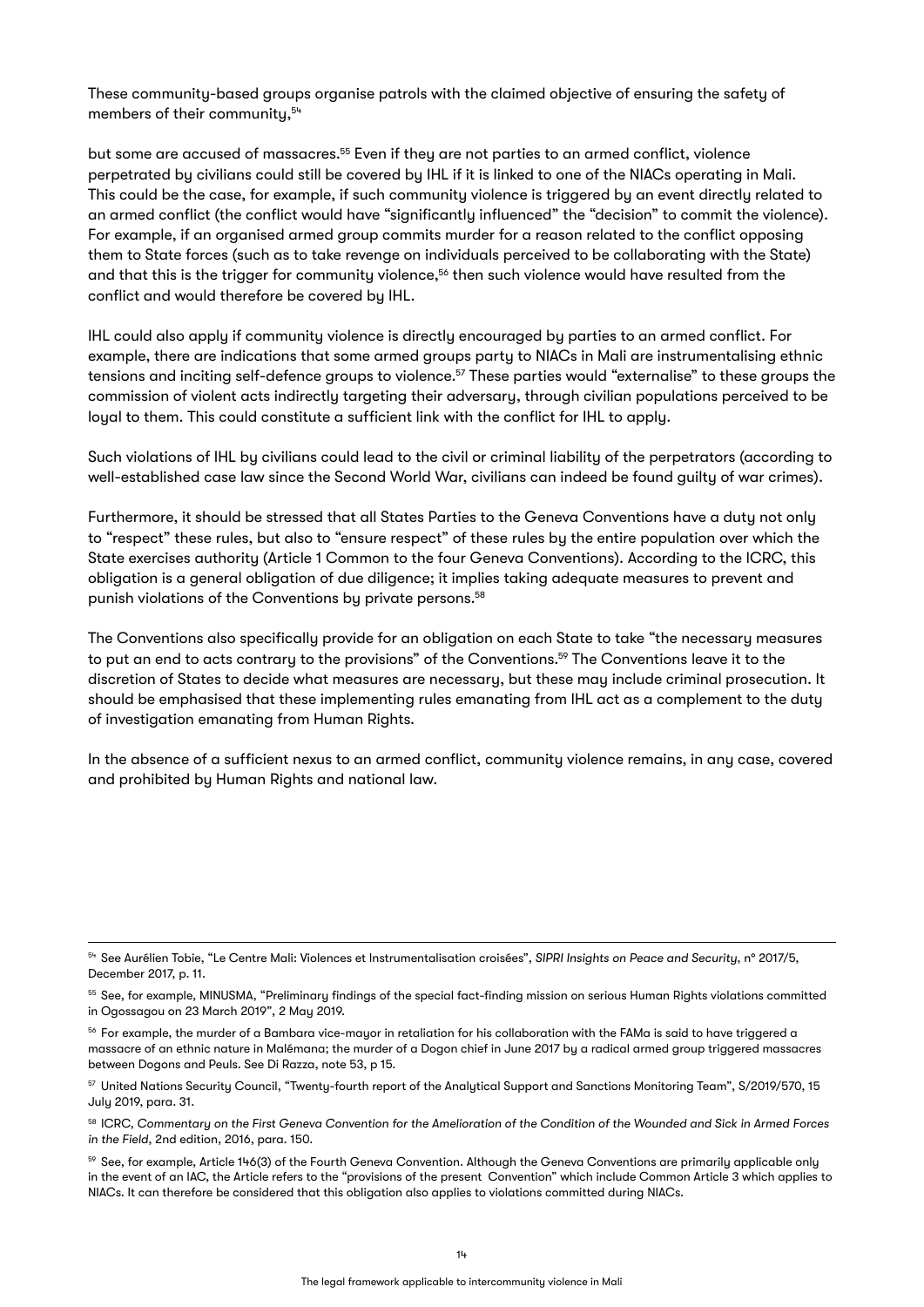These community-based groups organise patrols with the claimed objective of ensuring the safety of members of their community,[54]

but some are accused of massacres.[55] Even if they are not parties to an armed conflict, violence perpetrated by civilians could still be covered by IHL if it is linked to one of the NIACs operating in Mali. This could be the case, for example, if such community violence is triggered by an event directly related to an armed conflict (the conflict would have "significantly influenced" the "decision" to commit the violence). For example, if an organised armed group commits murder for a reason related to the conflict opposing them to State forces (such as to take revenge on individuals perceived to be collaborating with the State) and that this is the trigger for community violence,[56] then such violence would have resulted from the conflict and would therefore be covered by IHL.

IHL could also apply if community violence is directly encouraged by parties to an armed conflict. For example, there are indications that some armed groups party to NIACs in Mali are instrumentalising ethnic tensions and inciting self-defence groups to violence.[57] These parties would "externalise" to these groups the commission of violent acts indirectly targeting their adversary, through civilian populations perceived to be loyal to them. This could constitute a sufficient link with the conflict for IHL to apply.

Such violations of IHL by civilians could lead to the civil or criminal liability of the perpetrators (according to well-established case law since the Second World War, civilians can indeed be found guilty of war crimes).

Furthermore, it should be stressed that all States Parties to the Geneva Conventions have a duty not only to "respect" these rules, but also to "ensure respect" of these rules by the entire population over which the State exercises authority (Article 1 Common to the four Geneva Conventions). According to the ICRC, this obligation is a general obligation of due diligence; it implies taking adequate measures to prevent and punish violations of the Conventions by private persons.[58]

The Conventions also specifically provide for an obligation on each State to take "the necessary measures to put an end to acts contrary to the provisions" of the Conventions.[59] The Conventions leave it to the discretion of States to decide what measures are necessary, but these may include criminal prosecution. It should be emphasised that these implementing rules emanating from IHL act as a complement to the duty of investigation emanating from Human Rights.

In the absence of a sufficient nexus to an armed conflict, community violence remains, in any case, covered and prohibited by Human Rights and national law.

---

[54] See Aurélien Tobie, "Le Centre Mali: Violences et Instrumentalisation croisées", *SIPRI Insights on Peace and Security*, n° 2017/5, December 2017, p. 11.

[55] See, for example, MINUSMA, "Preliminary findings of the special fact-finding mission on serious Human Rights violations committed in Ogossagou on 23 March 2019", 2 May 2019.

[56] For example, the murder of a Bambara vice-mayor in retaliation for his collaboration with the FAMa is said to have triggered a massacre of an ethnic nature in Malémana; the murder of a Dogon chief in June 2017 by a radical armed group triggered massacres between Dogons and Peuls. See Di Razza, note 53, p 15.

[57] United Nations Security Council, "Twenty-fourth report of the Analytical Support and Sanctions Monitoring Team", S/2019/570, 15 July 2019, para. 31.

[58] ICRC, *Commentary on the First Geneva Convention for the Amelioration of the Condition of the Wounded and Sick in Armed Forces in the Field*, 2nd edition, 2016, para. 150.

[59] See, for example, Article 146(3) of the Fourth Geneva Convention. Although the Geneva Conventions are primarily applicable only in the event of an IAC, the Article refers to the "provisions of the present Convention" which include Common Article 3 which applies to NIACs. It can therefore be considered that this obligation also applies to violations committed during NIACs.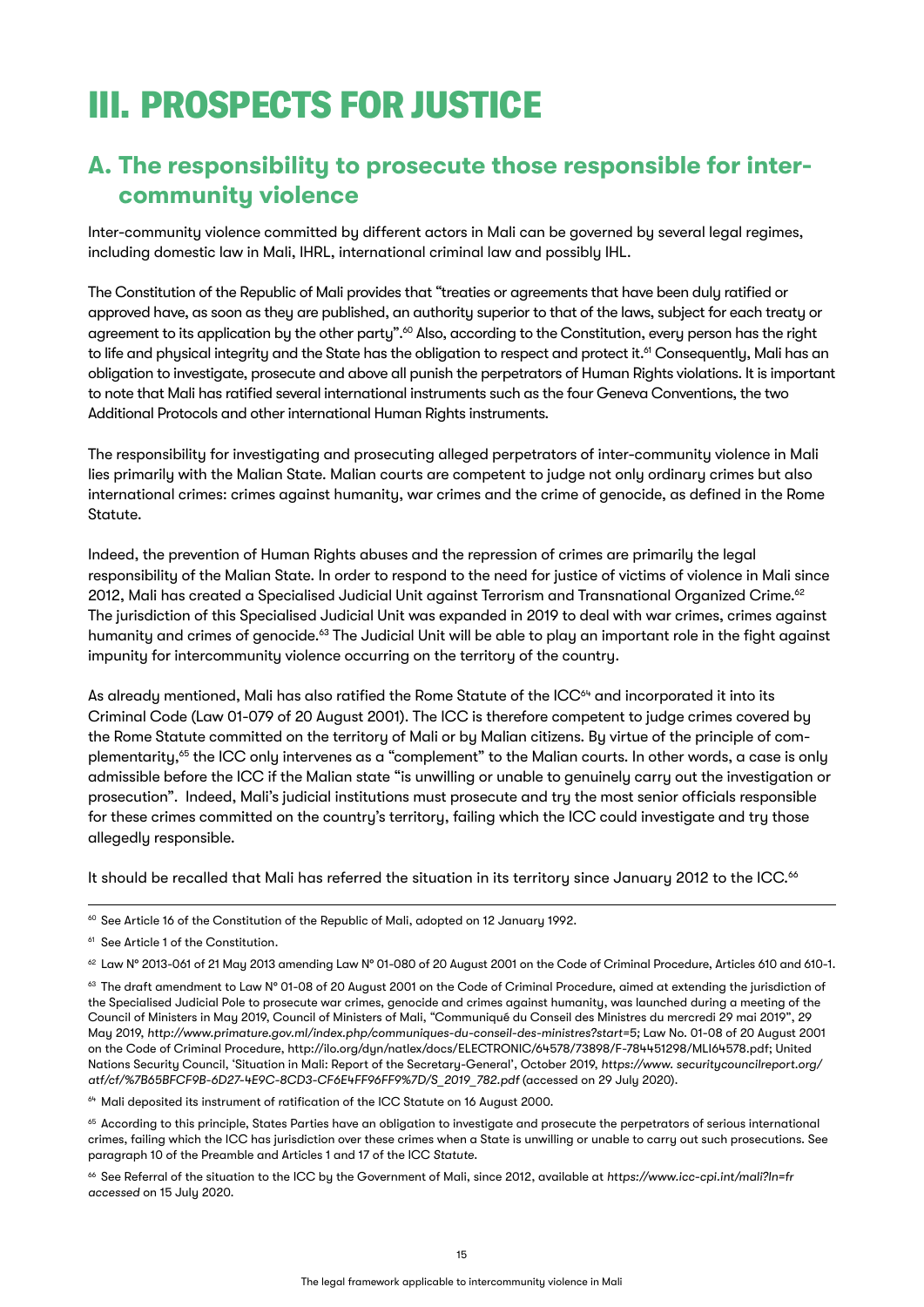# III. PROSPECTS FOR JUSTICE

## A. The responsibility to prosecute those responsible for inter-community violence

Inter-community violence committed by different actors in Mali can be governed by several legal regimes, including domestic law in Mali, IHRL, international criminal law and possibly IHL.

The Constitution of the Republic of Mali provides that "treaties or agreements that have been duly ratified or approved have, as soon as they are published, an authority superior to that of the laws, subject for each treaty or agreement to its application by the other party".[60] Also, according to the Constitution, every person has the right to life and physical integrity and the State has the obligation to respect and protect it.[61] Consequently, Mali has an obligation to investigate, prosecute and above all punish the perpetrators of Human Rights violations. It is important to note that Mali has ratified several international instruments such as the four Geneva Conventions, the two Additional Protocols and other international Human Rights instruments.

The responsibility for investigating and prosecuting alleged perpetrators of inter-community violence in Mali lies primarily with the Malian State. Malian courts are competent to judge not only ordinary crimes but also international crimes: crimes against humanity, war crimes and the crime of genocide, as defined in the Rome Statute.

Indeed, the prevention of Human Rights abuses and the repression of crimes are primarily the legal responsibility of the Malian State. In order to respond to the need for justice of victims of violence in Mali since 2012, Mali has created a Specialised Judicial Unit against Terrorism and Transnational Organized Crime.[62] The jurisdiction of this Specialised Judicial Unit was expanded in 2019 to deal with war crimes, crimes against humanity and crimes of genocide.[63] The Judicial Unit will be able to play an important role in the fight against impunity for intercommunity violence occurring on the territory of the country.

As already mentioned, Mali has also ratified the Rome Statute of the ICC[64] and incorporated it into its Criminal Code (Law 01-079 of 20 August 2001). The ICC is therefore competent to judge crimes covered by the Rome Statute committed on the territory of Mali or by Malian citizens. By virtue of the principle of complementarity,[65] the ICC only intervenes as a "complement" to the Malian courts. In other words, a case is only admissible before the ICC if the Malian state "is unwilling or unable to genuinely carry out the investigation or prosecution". Indeed, Mali's judicial institutions must prosecute and try the most senior officials responsible for these crimes committed on the country's territory, failing which the ICC could investigate and try those allegedly responsible.

It should be recalled that Mali has referred the situation in its territory since January 2012 to the ICC.[66]

---

[60] See Article 16 of the Constitution of the Republic of Mali, adopted on 12 January 1992.

[61] See Article 1 of the Constitution.

[62] Law N° 2013-061 of 21 May 2013 amending Law N° 01-080 of 20 August 2001 on the Code of Criminal Procedure, Articles 610 and 610-1.

[63] The draft amendment to Law N° 01-08 of 20 August 2001 on the Code of Criminal Procedure, aimed at extending the jurisdiction of the Specialised Judicial Pole to prosecute war crimes, genocide and crimes against humanity, was launched during a meeting of the Council of Ministers in May 2019, Council of Ministers of Mali, "Communiqué du Conseil des Ministres du mercredi 29 mai 2019", 29 May 2019, *http://www.primature.gov.ml/index.php/communiques-du-conseil-des-ministres?start=5*; Law No. 01-08 of 20 August 2001 on the Code of Criminal Procedure, http://ilo.org/dyn/natlex/docs/ELECTRONIC/64578/73898/F-784451298/MLI64578.pdf; United Nations Security Council, 'Situation in Mali: Report of the Secretary-General', October 2019, *https://www. securitycouncilreport.org/atf/cf/%7B65BFCF9B-6D27-4E9C-8CD3-CF6E4FF96FF9%7D/S_2019_782.pdf* (accessed on 29 July 2020).

[64] Mali deposited its instrument of ratification of the ICC Statute on 16 August 2000.

[65] According to this principle, States Parties have an obligation to investigate and prosecute the perpetrators of serious international crimes, failing which the ICC has jurisdiction over these crimes when a State is unwilling or unable to carry out such prosecutions. See paragraph 10 of the Preamble and Articles 1 and 17 of the ICC *Statute*.

[66] See Referral of the situation to the ICC by the Government of Mali, since 2012, available at *https://www.icc-cpi.int/mali?ln=fr accessed* on 15 July 2020.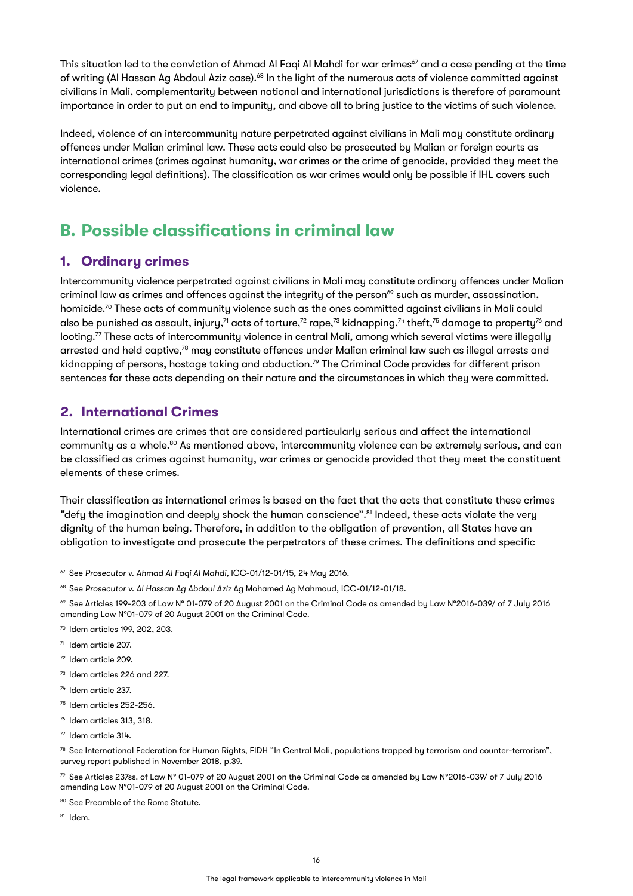This situation led to the conviction of Ahmad Al Faqi Al Mahdi for war crimes[67] and a case pending at the time of writing (Al Hassan Ag Abdoul Aziz case).[68] In the light of the numerous acts of violence committed against civilians in Mali, complementarity between national and international jurisdictions is therefore of paramount importance in order to put an end to impunity, and above all to bring justice to the victims of such violence.

Indeed, violence of an intercommunity nature perpetrated against civilians in Mali may constitute ordinary offences under Malian criminal law. These acts could also be prosecuted by Malian or foreign courts as international crimes (crimes against humanity, war crimes or the crime of genocide, provided they meet the corresponding legal definitions). The classification as war crimes would only be possible if IHL covers such violence.

## B. Possible classifications in criminal law

### 1. Ordinary crimes

Intercommunity violence perpetrated against civilians in Mali may constitute ordinary offences under Malian criminal law as crimes and offences against the integrity of the person[69] such as murder, assassination, homicide.[70] These acts of community violence such as the ones committed against civilians in Mali could also be punished as assault, injury,[71] acts of torture,[72] rape,[73] kidnapping,[74] theft,[75] damage to property[76] and looting.[77] These acts of intercommunity violence in central Mali, among which several victims were illegally arrested and held captive,[78] may constitute offences under Malian criminal law such as illegal arrests and kidnapping of persons, hostage taking and abduction.[79] The Criminal Code provides for different prison sentences for these acts depending on their nature and the circumstances in which they were committed.

### 2. International Crimes

International crimes are crimes that are considered particularly serious and affect the international community as a whole.[80] As mentioned above, intercommunity violence can be extremely serious, and can be classified as crimes against humanity, war crimes or genocide provided that they meet the constituent elements of these crimes.

Their classification as international crimes is based on the fact that the acts that constitute these crimes "defy the imagination and deeply shock the human conscience".[81] Indeed, these acts violate the very dignity of the human being. Therefore, in addition to the obligation of prevention, all States have an obligation to investigate and prosecute the perpetrators of these crimes. The definitions and specific

---

[67] See *Prosecutor v. Ahmad Al Faqi Al Mahdi*, ICC-01/12-01/15, 24 May 2016.

[68] See *Prosecutor v. Al Hassan Ag Abdoul Aziz* Ag Mohamed Ag Mahmoud, ICC-01/12-01/18.

[69] See Articles 199-203 of Law N° 01-079 of 20 August 2001 on the Criminal Code as amended by Law N°2016-039/ of 7 July 2016 amending Law N°01-079 of 20 August 2001 on the Criminal Code.

[70] Idem articles 199, 202, 203.

[71] Idem article 207.

[72] Idem article 209.

[73] Idem articles 226 and 227.

[74] Idem article 237.

[75] Idem articles 252-256.

[76] Idem articles 313, 318.

[77] Idem article 314.

[78] See International Federation for Human Rights, FIDH "In Central Mali, populations trapped by terrorism and counter-terrorism", survey report published in November 2018, p.39.

[79] See Articles 237ss. of Law N° 01-079 of 20 August 2001 on the Criminal Code as amended by Law N°2016-039/ of 7 July 2016 amending Law N°01-079 of 20 August 2001 on the Criminal Code.

[80] See Preamble of the Rome Statute.

[81] Idem.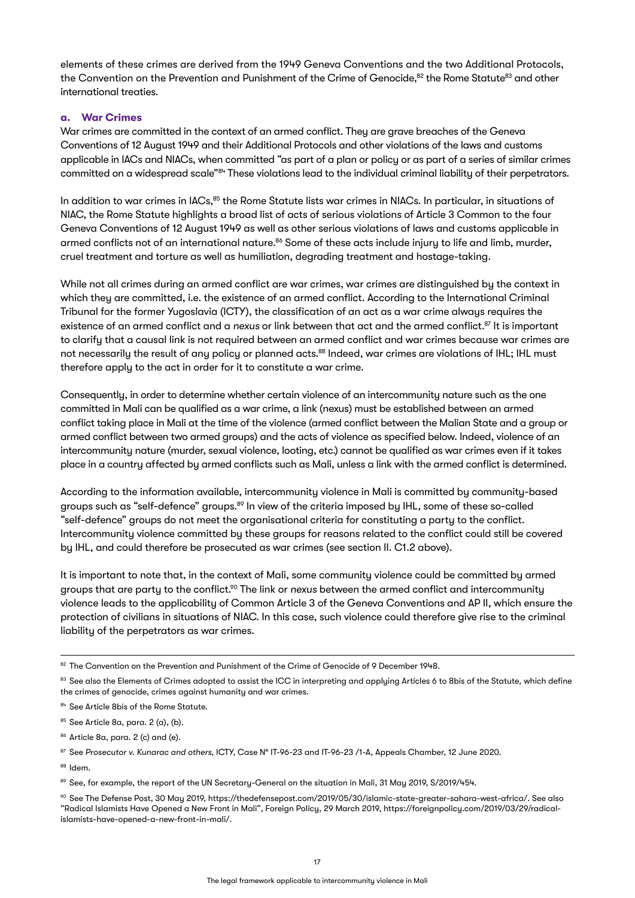elements of these crimes are derived from the 1949 Geneva Conventions and the two Additional Protocols, the Convention on the Prevention and Punishment of the Crime of Genocide,[82] the Rome Statute[83] and other international treaties.

### a. War Crimes

War crimes are committed in the context of an armed conflict. They are grave breaches of the Geneva Conventions of 12 August 1949 and their Additional Protocols and other violations of the laws and customs applicable in IACs and NIACs, when committed "as part of a plan or policy or as part of a series of similar crimes committed on a widespread scale"[84] These violations lead to the individual criminal liability of their perpetrators.

In addition to war crimes in IACs,[85] the Rome Statute lists war crimes in NIACs. In particular, in situations of NIAC, the Rome Statute highlights a broad list of acts of serious violations of Article 3 Common to the four Geneva Conventions of 12 August 1949 as well as other serious violations of laws and customs applicable in armed conflicts not of an international nature.[86] Some of these acts include injury to life and limb, murder, cruel treatment and torture as well as humiliation, degrading treatment and hostage-taking.

While not all crimes during an armed conflict are war crimes, war crimes are distinguished by the context in which they are committed, i.e. the existence of an armed conflict. According to the International Criminal Tribunal for the former Yugoslavia (ICTY), the classification of an act as a war crime always requires the existence of an armed conflict and a *nexus* or link between that act and the armed conflict.[87] It is important to clarify that a causal link is not required between an armed conflict and war crimes because war crimes are not necessarily the result of any policy or planned acts.[88] Indeed, war crimes are violations of IHL; IHL must therefore apply to the act in order for it to constitute a war crime.

Consequently, in order to determine whether certain violence of an intercommunity nature such as the one committed in Mali can be qualified as a war crime, a link (nexus) must be established between an armed conflict taking place in Mali at the time of the violence (armed conflict between the Malian State and a group or armed conflict between two armed groups) and the acts of violence as specified below. Indeed, violence of an intercommunity nature (murder, sexual violence, looting, etc.) cannot be qualified as war crimes even if it takes place in a country affected by armed conflicts such as Mali, unless a link with the armed conflict is determined.

According to the information available, intercommunity violence in Mali is committed by community-based groups such as "self-defence" groups.[89] In view of the criteria imposed by IHL, some of these so-called "self-defence" groups do not meet the organisational criteria for constituting a party to the conflict. Intercommunity violence committed by these groups for reasons related to the conflict could still be covered by IHL, and could therefore be prosecuted as war crimes (see section II. C1.2 above).

It is important to note that, in the context of Mali, some community violence could be committed by armed groups that are party to the conflict.[90] The link or *nexus* between the armed conflict and intercommunity violence leads to the applicability of Common Article 3 of the Geneva Conventions and AP II, which ensure the protection of civilians in situations of NIAC. In this case, such violence could therefore give rise to the criminal liability of the perpetrators as war crimes.

---

[82] The Convention on the Prevention and Punishment of the Crime of Genocide of 9 December 1948.

[83] See also the Elements of Crimes adopted to assist the ICC in interpreting and applying Articles 6 to 8bis of the Statute, which define the crimes of genocide, crimes against humanity and war crimes.

[84] See Article 8bis of the Rome Statute.

[85] See Article 8a, para. 2 (a), (b).

[86] Article 8a, para. 2 (c) and (e).

[87] See *Prosecutor v. Kunarac and others*, ICTY, Case N° IT-96-23 and IT-96-23 /1-A, Appeals Chamber, 12 June 2020.

[88] Idem.

[89] See, for example, the report of the UN Secretary-General on the situation in Mali, 31 May 2019, S/2019/454.

[90] See The Defense Post, 30 May 2019, https://thedefensepost.com/2019/05/30/islamic-state-greater-sahara-west-africa/. See also "Radical Islamists Have Opened a New Front in Mali", Foreign Policy, 29 March 2019, https://foreignpolicy.com/2019/03/29/radical-islamists-have-opened-a-new-front-in-mali/.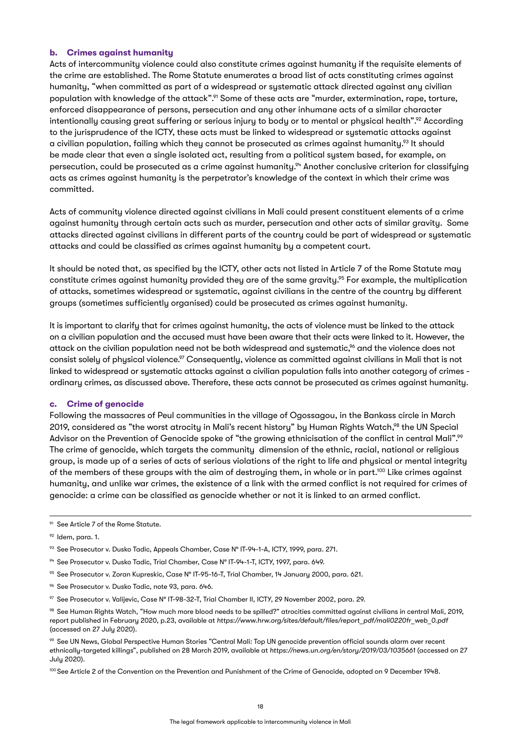### b. Crimes against humanity

Acts of intercommunity violence could also constitute crimes against humanity if the requisite elements of the crime are established. The Rome Statute enumerates a broad list of acts constituting crimes against humanity, "when committed as part of a widespread or systematic attack directed against any civilian population with knowledge of the attack".[91] Some of these acts are "murder, extermination, rape, torture, enforced disappearance of persons, persecution and any other inhumane acts of a similar character intentionally causing great suffering or serious injury to body or to mental or physical health".[92] According to the jurisprudence of the ICTY, these acts must be linked to widespread or systematic attacks against a civilian population, failing which they cannot be prosecuted as crimes against humanity.[93] It should be made clear that even a single isolated act, resulting from a political system based, for example, on persecution, could be prosecuted as a crime against humanity.[94] Another conclusive criterion for classifying acts as crimes against humanity is the perpetrator's knowledge of the context in which their crime was committed.

Acts of community violence directed against civilians in Mali could present constituent elements of a crime against humanity through certain acts such as murder, persecution and other acts of similar gravity. Some attacks directed against civilians in different parts of the country could be part of widespread or systematic attacks and could be classified as crimes against humanity by a competent court.

It should be noted that, as specified by the ICTY, other acts not listed in Article 7 of the Rome Statute may constitute crimes against humanity provided they are of the same gravity.[95] For example, the multiplication of attacks, sometimes widespread or systematic, against civilians in the centre of the country by different groups (sometimes sufficiently organised) could be prosecuted as crimes against humanity.

It is important to clarify that for crimes against humanity, the acts of violence must be linked to the attack on a civilian population and the accused must have been aware that their acts were linked to it. However, the attack on the civilian population need not be both widespread and systematic,[96] and the violence does not consist solely of physical violence.[97] Consequently, violence as committed against civilians in Mali that is not linked to widespread or systematic attacks against a civilian population falls into another category of crimes - ordinary crimes, as discussed above. Therefore, these acts cannot be prosecuted as crimes against humanity.

### c. Crime of genocide

Following the massacres of Peul communities in the village of Ogossagou, in the Bankass circle in March 2019, considered as "the worst atrocity in Mali's recent history" by Human Rights Watch,[98] the UN Special Advisor on the Prevention of Genocide spoke of "the growing ethnicisation of the conflict in central Mali".[99] The crime of genocide, which targets the community dimension of the ethnic, racial, national or religious group, is made up of a series of acts of serious violations of the right to life and physical or mental integrity of the members of these groups with the aim of destroying them, in whole or in part.[100] Like crimes against humanity, and unlike war crimes, the existence of a link with the armed conflict is not required for crimes of genocide: a crime can be classified as genocide whether or not it is linked to an armed conflict.

---

[91] See Article 7 of the Rome Statute.

[92] Idem, para. 1.

[93] See Prosecutor v. Dusko Tadic, Appeals Chamber, Case N° IT-94-1-A, ICTY, 1999, para. 271.

[94] See Prosecutor v. Dusko Tadic, Trial Chamber, Case N° IT-94-1-T, ICTY, 1997, para. 649.

[95] See Prosecutor v. Zoran Kupreskic, Case N° IT-95-16-T, Trial Chamber, 14 January 2000, para. 621.

[96] See Prosecutor v. Dusko Tadic, note 93, para. 646.

[97] See Prosecutor v. Valijevic, Case N° IT-98-32-T, Trial Chamber II, ICTY, 29 November 2002, para. 29.

[98] See Human Rights Watch, "How much more blood needs to be spilled?" atrocities committed against civilians in central Mali, 2019, report published in February 2020, p.23, available at *https://www.hrw.org/sites/default/files/report_pdf/mali0220fr_web_0.pdf* (accessed on 27 July 2020).

[99] See UN News, Global Perspective Human Stories "Central Mali: Top UN genocide prevention official sounds alarm over recent ethnically-targeted killings", published on 28 March 2019, available at *https://news.un.org/en/story/2019/03/1035661* (accessed on 27 July 2020).

[100] See Article 2 of the Convention on the Prevention and Punishment of the Crime of Genocide, adopted on 9 December 1948.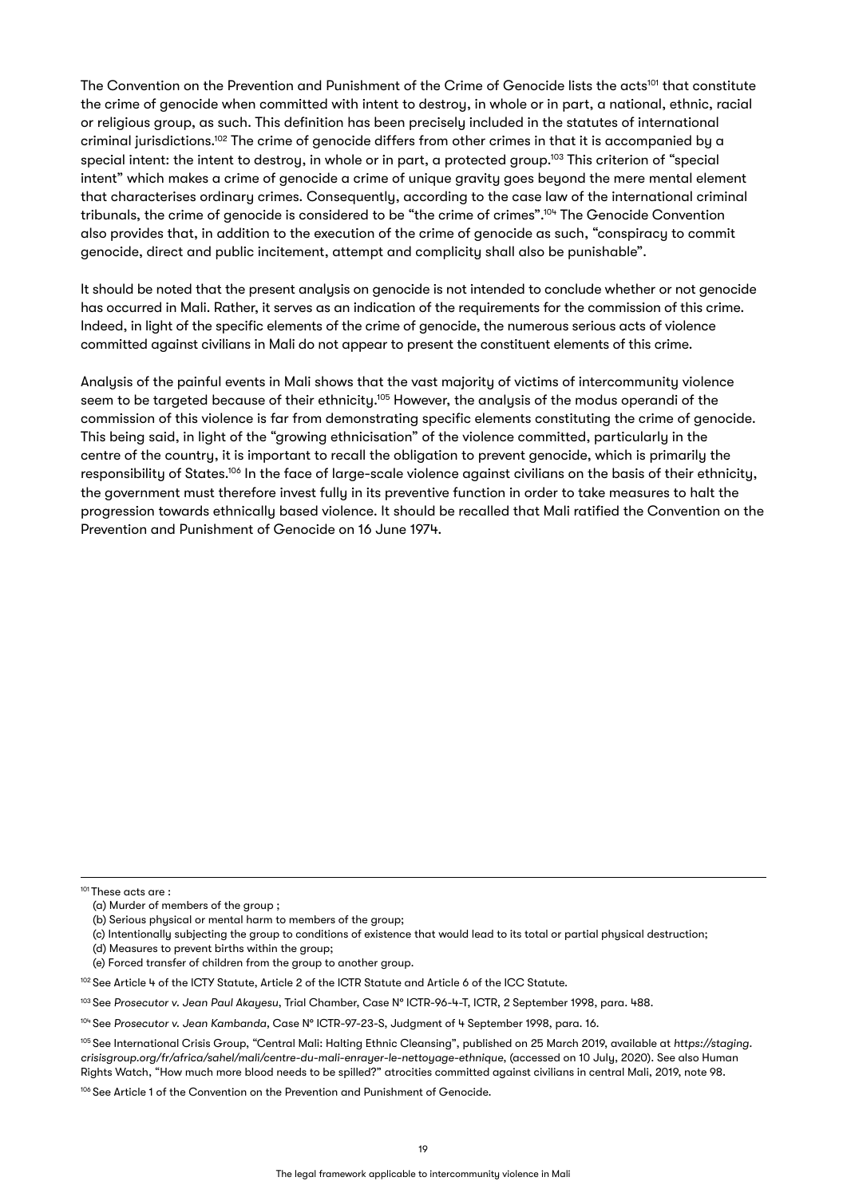The Convention on the Prevention and Punishment of the Crime of Genocide lists the acts[101] that constitute the crime of genocide when committed with intent to destroy, in whole or in part, a national, ethnic, racial or religious group, as such. This definition has been precisely included in the statutes of international criminal jurisdictions.[102] The crime of genocide differs from other crimes in that it is accompanied by a special intent: the intent to destroy, in whole or in part, a protected group.[103] This criterion of "special intent" which makes a crime of genocide a crime of unique gravity goes beyond the mere mental element that characterises ordinary crimes. Consequently, according to the case law of the international criminal tribunals, the crime of genocide is considered to be "the crime of crimes".[104] The Genocide Convention also provides that, in addition to the execution of the crime of genocide as such, "conspiracy to commit genocide, direct and public incitement, attempt and complicity shall also be punishable".

It should be noted that the present analysis on genocide is not intended to conclude whether or not genocide has occurred in Mali. Rather, it serves as an indication of the requirements for the commission of this crime. Indeed, in light of the specific elements of the crime of genocide, the numerous serious acts of violence committed against civilians in Mali do not appear to present the constituent elements of this crime.

Analysis of the painful events in Mali shows that the vast majority of victims of intercommunity violence seem to be targeted because of their ethnicity.[105] However, the analysis of the modus operandi of the commission of this violence is far from demonstrating specific elements constituting the crime of genocide. This being said, in light of the "growing ethnicisation" of the violence committed, particularly in the centre of the country, it is important to recall the obligation to prevent genocide, which is primarily the responsibility of States.[106] In the face of large-scale violence against civilians on the basis of their ethnicity, the government must therefore invest fully in its preventive function in order to take measures to halt the progression towards ethnically based violence. It should be recalled that Mali ratified the Convention on the Prevention and Punishment of Genocide on 16 June 1974.

---

[101] These acts are :

(a) Murder of members of the group ;
(b) Serious physical or mental harm to members of the group;
(c) Intentionally subjecting the group to conditions of existence that would lead to its total or partial physical destruction;
(d) Measures to prevent births within the group;
(e) Forced transfer of children from the group to another group.

[102] See Article 4 of the ICTY Statute, Article 2 of the ICTR Statute and Article 6 of the ICC Statute.

[103] See *Prosecutor v. Jean Paul Akayesu*, Trial Chamber, Case N° ICTR-96-4-T, ICTR, 2 September 1998, para. 488.

[104] See *Prosecutor v. Jean Kambanda*, Case N° ICTR-97-23-S, Judgment of 4 September 1998, para. 16.

[105] See International Crisis Group, "Central Mali: Halting Ethnic Cleansing", published on 25 March 2019, available at *https://staging.crisisgroup.org/fr/africa/sahel/mali/centre-du-mali-enrayer-le-nettoyage-ethnique*, (accessed on 10 July, 2020). See also Human Rights Watch, "How much more blood needs to be spilled?" atrocities committed against civilians in central Mali, 2019, note 98.

[106] See Article 1 of the Convention on the Prevention and Punishment of Genocide.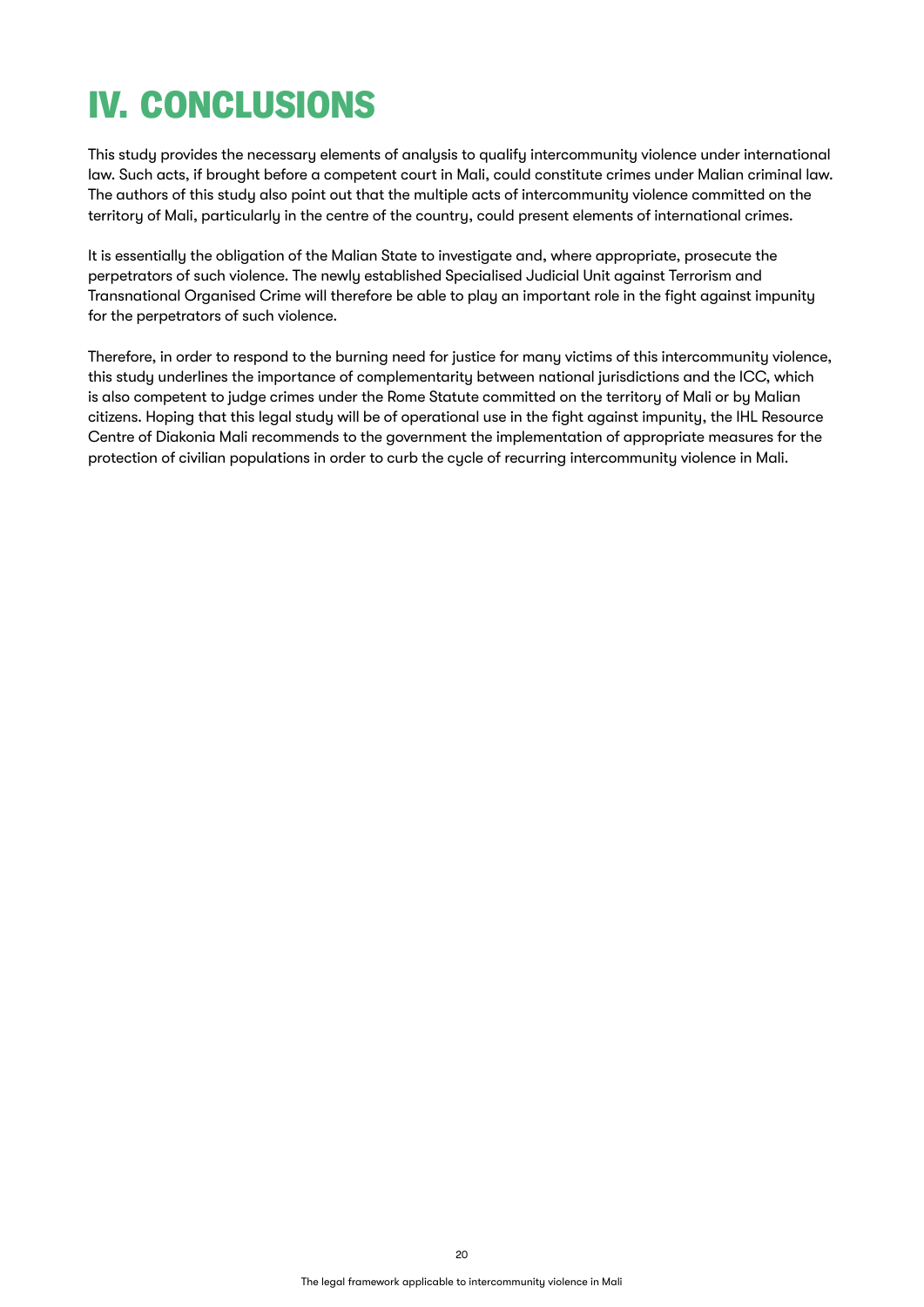# IV. CONCLUSIONS

This study provides the necessary elements of analysis to qualify intercommunity violence under international law. Such acts, if brought before a competent court in Mali, could constitute crimes under Malian criminal law. The authors of this study also point out that the multiple acts of intercommunity violence committed on the territory of Mali, particularly in the centre of the country, could present elements of international crimes.

It is essentially the obligation of the Malian State to investigate and, where appropriate, prosecute the perpetrators of such violence. The newly established Specialised Judicial Unit against Terrorism and Transnational Organised Crime will therefore be able to play an important role in the fight against impunity for the perpetrators of such violence.

Therefore, in order to respond to the burning need for justice for many victims of this intercommunity violence, this study underlines the importance of complementarity between national jurisdictions and the ICC, which is also competent to judge crimes under the Rome Statute committed on the territory of Mali or by Malian citizens. Hoping that this legal study will be of operational use in the fight against impunity, the IHL Resource Centre of Diakonia Mali recommends to the government the implementation of appropriate measures for the protection of civilian populations in order to curb the cycle of recurring intercommunity violence in Mali.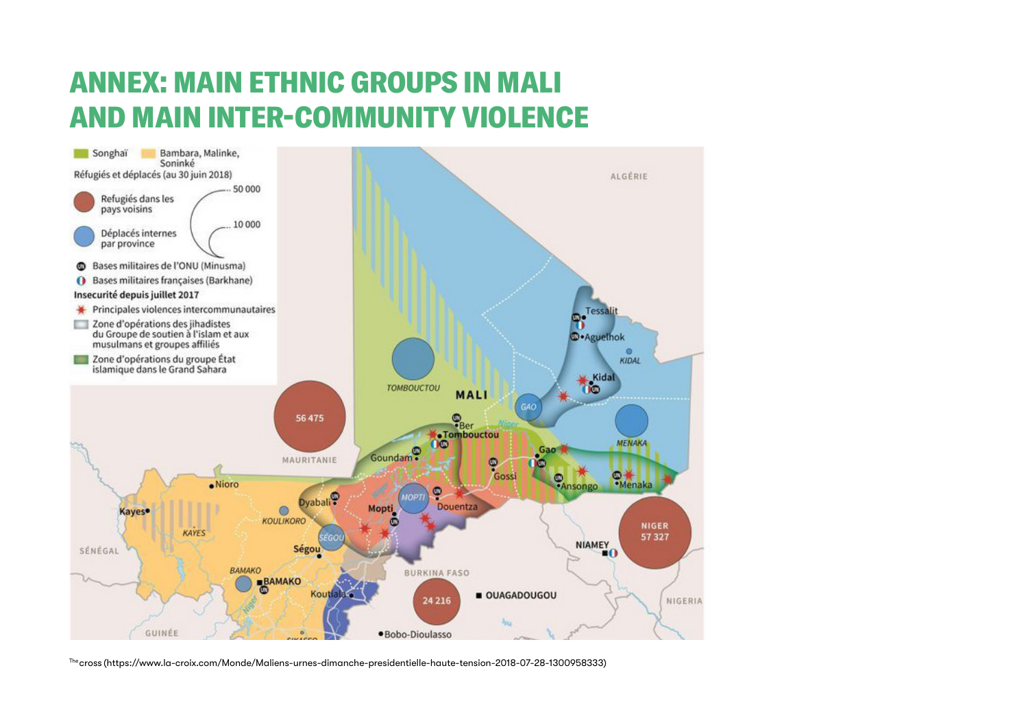# ANNEX: MAIN ETHNIC GROUPS IN MALI AND MAIN INTER-COMMUNITY VIOLENCE

The cross (https://www.la-croix.com/Monde/Maliens-urnes-dimanche-presidentielle-haute-tension-2018-07-28-1300958333)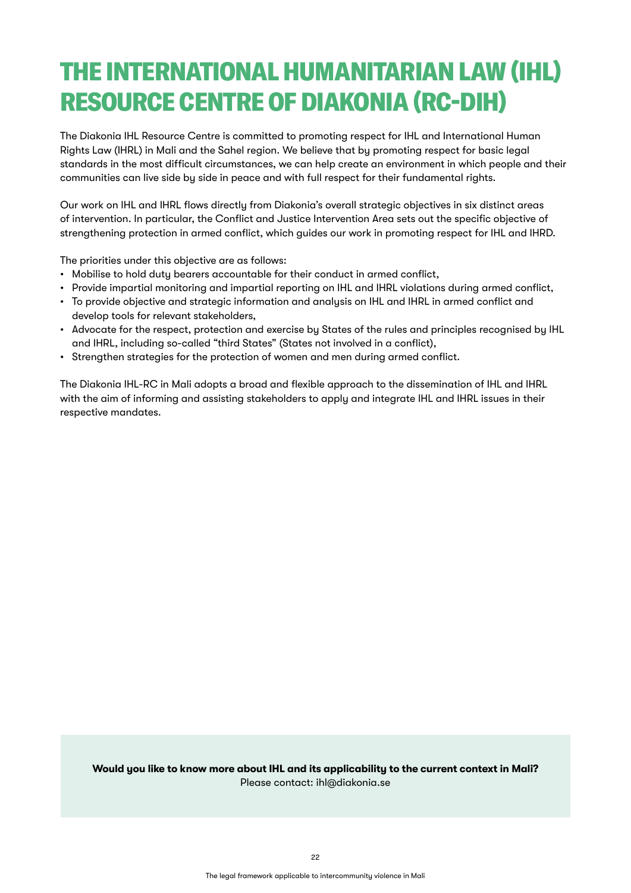# THE INTERNATIONAL HUMANITARIAN LAW (IHL) RESOURCE CENTRE OF DIAKONIA (RC-DIH)

The Diakonia IHL Resource Centre is committed to promoting respect for IHL and International Human Rights Law (IHRL) in Mali and the Sahel region. We believe that by promoting respect for basic legal standards in the most difficult circumstances, we can help create an environment in which people and their communities can live side by side in peace and with full respect for their fundamental rights.

Our work on IHL and IHRL flows directly from Diakonia's overall strategic objectives in six distinct areas of intervention. In particular, the Conflict and Justice Intervention Area sets out the specific objective of strengthening protection in armed conflict, which guides our work in promoting respect for IHL and IHRD.

The priorities under this objective are as follows:

- Mobilise to hold duty bearers accountable for their conduct in armed conflict,
- Provide impartial monitoring and impartial reporting on IHL and IHRL violations during armed conflict,
- To provide objective and strategic information and analysis on IHL and IHRL in armed conflict and develop tools for relevant stakeholders,
- Advocate for the respect, protection and exercise by States of the rules and principles recognised by IHL and IHRL, including so-called "third States" (States not involved in a conflict),
- Strengthen strategies for the protection of women and men during armed conflict.

The Diakonia IHL-RC in Mali adopts a broad and flexible approach to the dissemination of IHL and IHRL with the aim of informing and assisting stakeholders to apply and integrate IHL and IHRL issues in their respective mandates.

**Would you like to know more about IHL and its applicability to the current context in Mali?**
Please contact: ihl@diakonia.se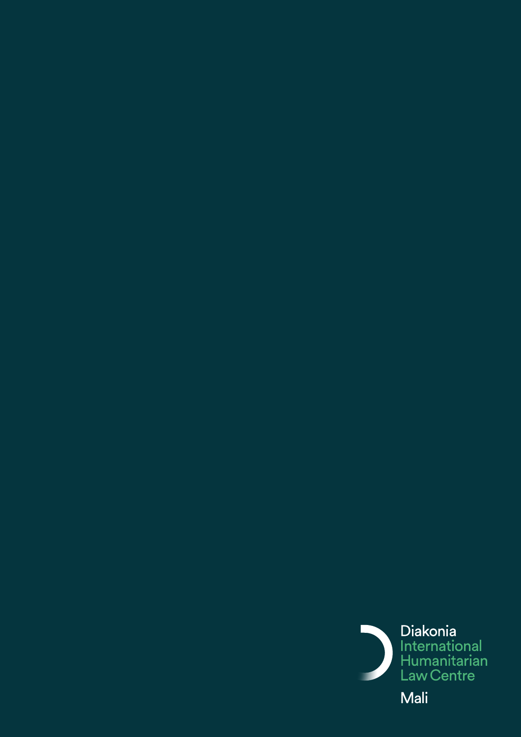Diakonia
International
Humanitarian
Law Centre

Mali